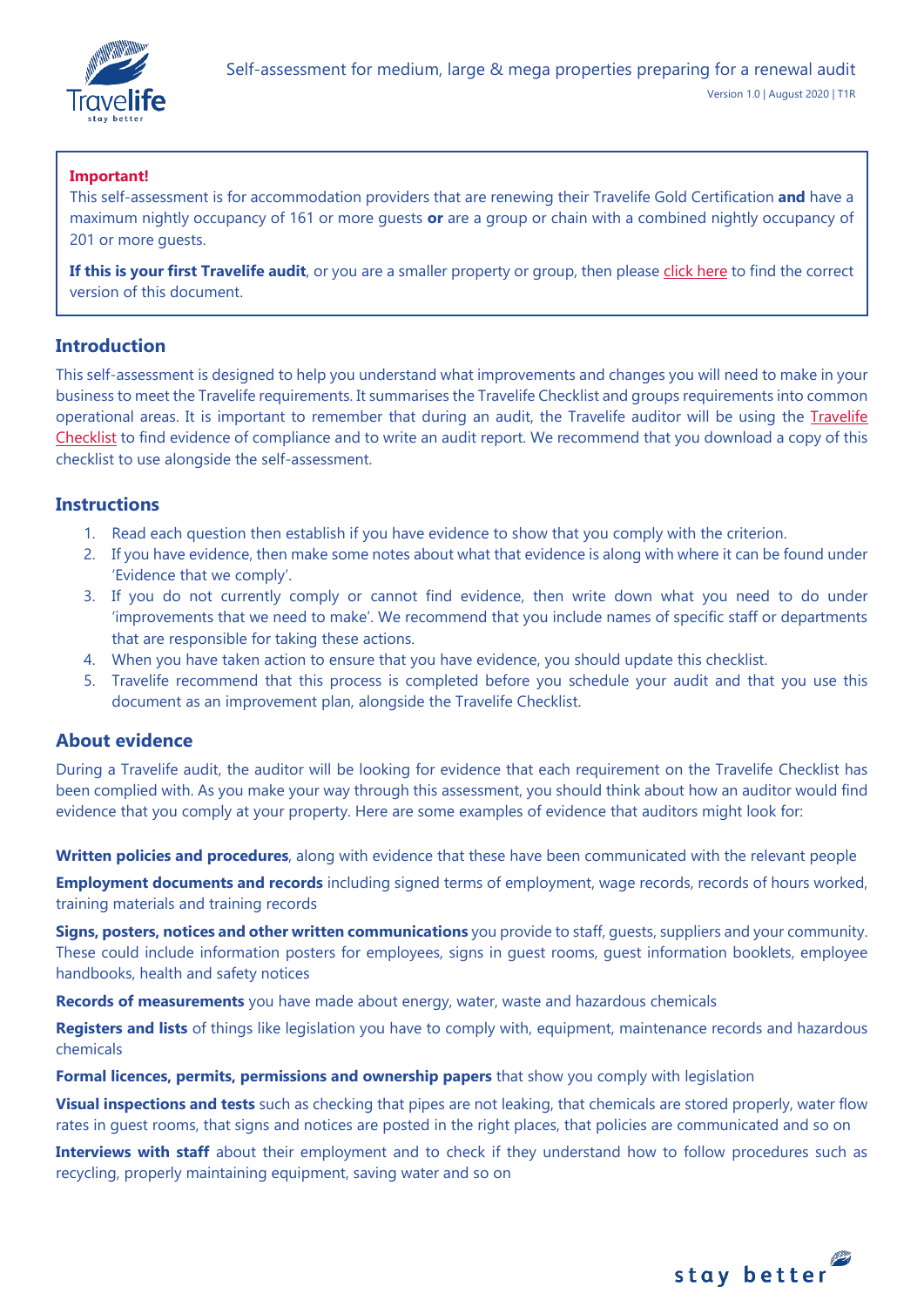# Self-assessment for medium, large & mega properties preparing for a renewal audit

Version 1.0 | August 2020 | T1R

**Important!**

This self-assessment is for accommodation providers that are renewing their Travelife Gold Certification **and** have a maximum nightly occupancy of 161 or more guests **or** are a group or chain with a combined nightly occupancy of 201 or more guests.

**If this is your first Travelife audit**, or you are a smaller property or group, then please click here to find the correct version of this document.

## Introduction

This self-assessment is designed to help you understand what improvements and changes you will need to make in your business to meet the Travelife requirements. It summarises the Travelife Checklist and groups requirements into common operational areas. It is important to remember that during an audit, the Travelife auditor will be using the Travelife Checklist to find evidence of compliance and to write an audit report. We recommend that you download a copy of this checklist to use alongside the self-assessment.

## Instructions

1. Read each question then establish if you have evidence to show that you comply with the criterion.
2. If you have evidence, then make some notes about what that evidence is along with where it can be found under 'Evidence that we comply'.
3. If you do not currently comply or cannot find evidence, then write down what you need to do under 'improvements that we need to make'. We recommend that you include names of specific staff or departments that are responsible for taking these actions.
4. When you have taken action to ensure that you have evidence, you should update this checklist.
5. Travelife recommend that this process is completed before you schedule your audit and that you use this document as an improvement plan, alongside the Travelife Checklist.

## About evidence

During a Travelife audit, the auditor will be looking for evidence that each requirement on the Travelife Checklist has been complied with. As you make your way through this assessment, you should think about how an auditor would find evidence that you comply at your property. Here are some examples of evidence that auditors might look for:

**Written policies and procedures**, along with evidence that these have been communicated with the relevant people

**Employment documents and records** including signed terms of employment, wage records, records of hours worked, training materials and training records

**Signs, posters, notices and other written communications** you provide to staff, guests, suppliers and your community. These could include information posters for employees, signs in guest rooms, guest information booklets, employee handbooks, health and safety notices

**Records of measurements** you have made about energy, water, waste and hazardous chemicals

**Registers and lists** of things like legislation you have to comply with, equipment, maintenance records and hazardous chemicals

**Formal licences, permits, permissions and ownership papers** that show you comply with legislation

**Visual inspections and tests** such as checking that pipes are not leaking, that chemicals are stored properly, water flow rates in guest rooms, that signs and notices are posted in the right places, that policies are communicated and so on

**Interviews with staff** about their employment and to check if they understand how to follow procedures such as recycling, properly maintaining equipment, saving water and so on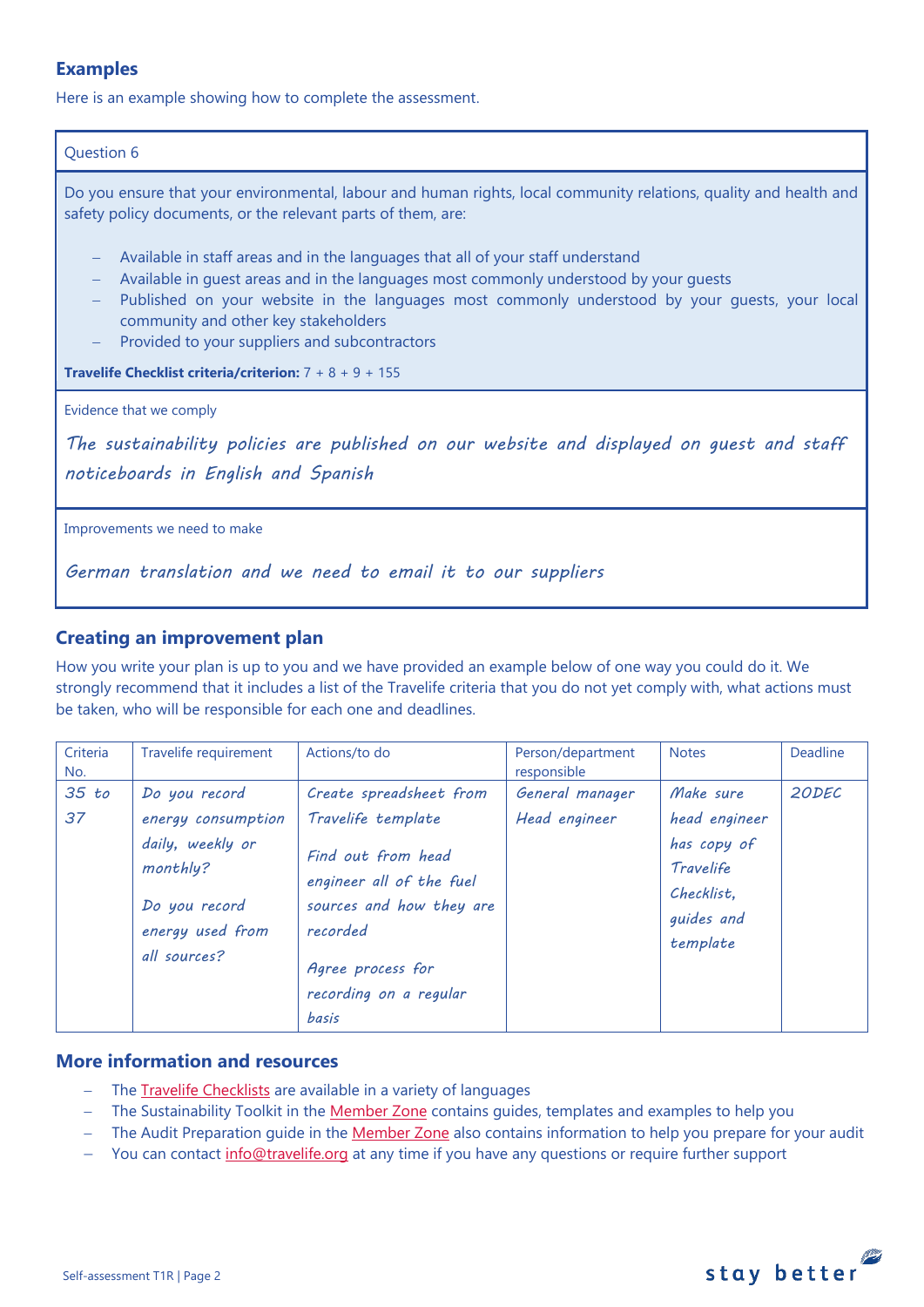## Examples

Here is an example showing how to complete the assessment.

| Question 6 |
|---|
| Do you ensure that your environmental, labour and human rights, local community relations, quality and health and safety policy documents, or the relevant parts of them, are:<br><br>– Available in staff areas and in the languages that all of your staff understand<br>– Available in guest areas and in the languages most commonly understood by your guests<br>– Published on your website in the languages most commonly understood by your guests, your local community and other key stakeholders<br>– Provided to your suppliers and subcontractors<br><br>**Travelife Checklist criteria/criterion:** 7 + 8 + 9 + 155 |
| Evidence that we comply<br><br>*The sustainability policies are published on our website and displayed on guest and staff noticeboards in English and Spanish* |
| Improvements we need to make<br><br>*German translation and we need to email it to our suppliers* |

## Creating an improvement plan

How you write your plan is up to you and we have provided an example below of one way you could do it. We strongly recommend that it includes a list of the Travelife criteria that you do not yet comply with, what actions must be taken, who will be responsible for each one and deadlines.

| Criteria No. | Travelife requirement | Actions/to do | Person/department responsible | Notes | Deadline |
|---|---|---|---|---|---|
| *35 to 37* | *Do you record energy consumption daily, weekly or monthly?*<br><br>*Do you record energy used from all sources?* | *Create spreadsheet from Travelife template*<br><br>*Find out from head engineer all of the fuel sources and how they are recorded*<br><br>*Agree process for recording on a regular basis* | *General manager*<br>*Head engineer* | *Make sure head engineer has copy of Travelife Checklist, guides and template* | *20DEC* |

## More information and resources

- The Travelife Checklists are available in a variety of languages
- The Sustainability Toolkit in the Member Zone contains guides, templates and examples to help you
- The Audit Preparation guide in the Member Zone also contains information to help you prepare for your audit
- You can contact info@travelife.org at any time if you have any questions or require further support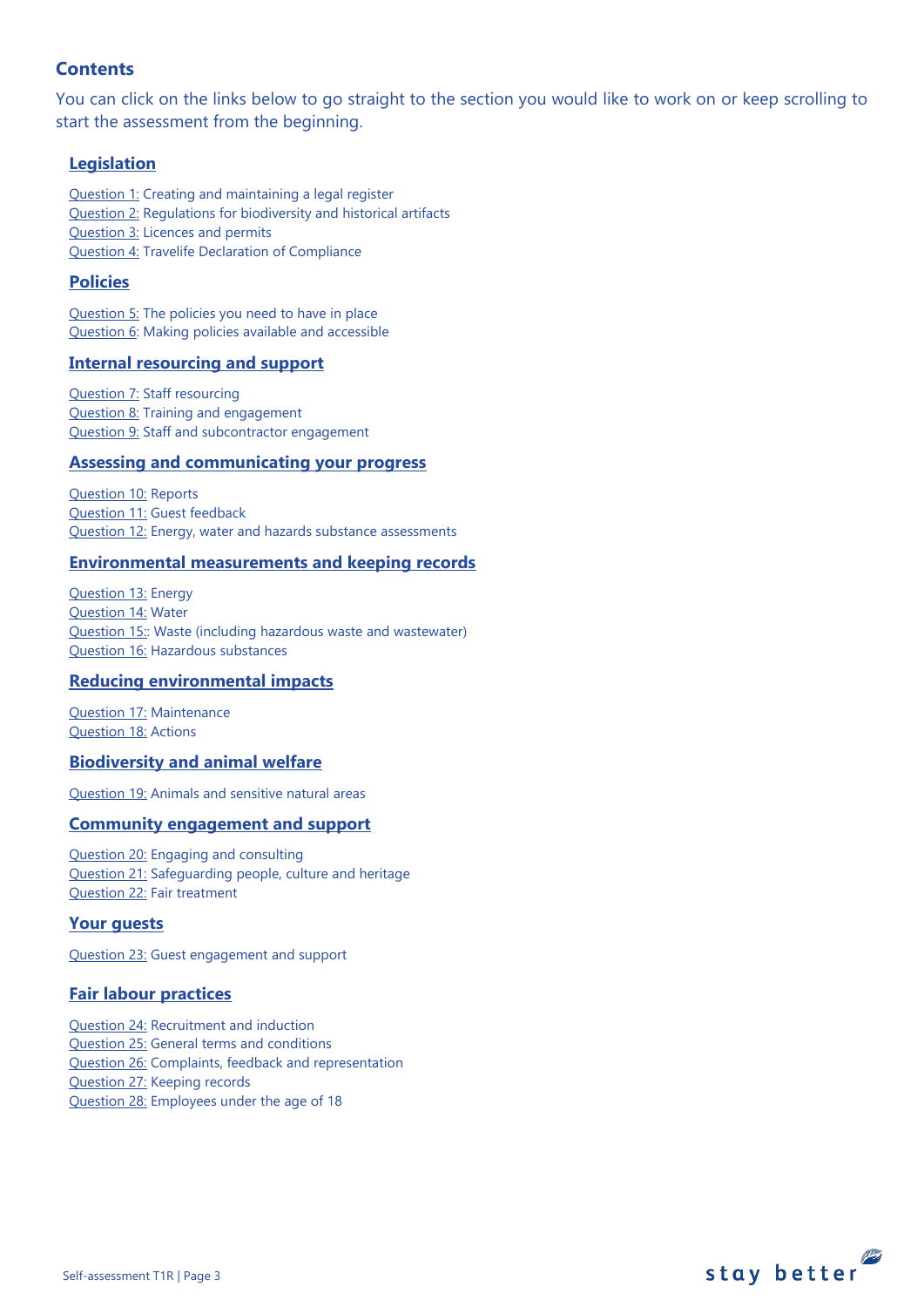## Contents

You can click on the links below to go straight to the section you would like to work on or keep scrolling to start the assessment from the beginning.

### Legislation

Question 1: Creating and maintaining a legal register
Question 2: Regulations for biodiversity and historical artifacts
Question 3: Licences and permits
Question 4: Travelife Declaration of Compliance

### Policies

Question 5: The policies you need to have in place
Question 6: Making policies available and accessible

### Internal resourcing and support

Question 7: Staff resourcing
Question 8: Training and engagement
Question 9: Staff and subcontractor engagement

### Assessing and communicating your progress

Question 10: Reports
Question 11: Guest feedback
Question 12: Energy, water and hazards substance assessments

### Environmental measurements and keeping records

Question 13: Energy
Question 14: Water
Question 15:: Waste (including hazardous waste and wastewater)
Question 16: Hazardous substances

### Reducing environmental impacts

Question 17: Maintenance
Question 18: Actions

### Biodiversity and animal welfare

Question 19: Animals and sensitive natural areas

### Community engagement and support

Question 20: Engaging and consulting
Question 21: Safeguarding people, culture and heritage
Question 22: Fair treatment

### Your guests

Question 23: Guest engagement and support

### Fair labour practices

Question 24: Recruitment and induction
Question 25: General terms and conditions
Question 26: Complaints, feedback and representation
Question 27: Keeping records
Question 28: Employees under the age of 18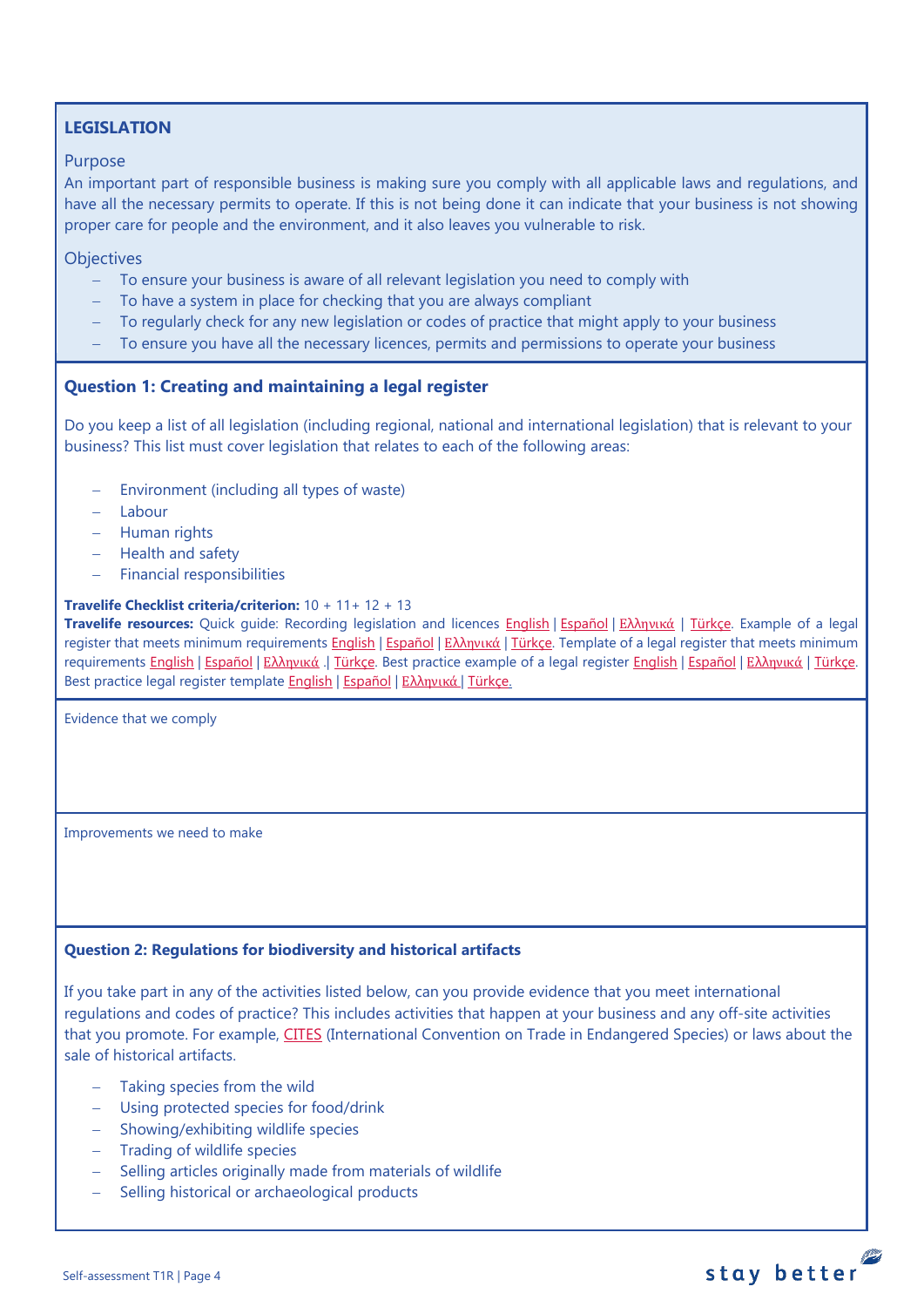## LEGISLATION

### Purpose

An important part of responsible business is making sure you comply with all applicable laws and regulations, and have all the necessary permits to operate. If this is not being done it can indicate that your business is not showing proper care for people and the environment, and it also leaves you vulnerable to risk.

### Objectives

- To ensure your business is aware of all relevant legislation you need to comply with
- To have a system in place for checking that you are always compliant
- To regularly check for any new legislation or codes of practice that might apply to your business
- To ensure you have all the necessary licences, permits and permissions to operate your business

### Question 1: Creating and maintaining a legal register

Do you keep a list of all legislation (including regional, national and international legislation) that is relevant to your business? This list must cover legislation that relates to each of the following areas:

- Environment (including all types of waste)
- Labour
- Human rights
- Health and safety
- Financial responsibilities

**Travelife Checklist criteria/criterion:** 10 + 11+ 12 + 13
**Travelife resources:** Quick guide: Recording legislation and licences English | Español | Ελληνικά | Türkçe. Example of a legal register that meets minimum requirements English | Español | Ελληνικά | Türkçe. Template of a legal register that meets minimum requirements English | Español | Ελληνικά .| Türkçe. Best practice example of a legal register English | Español | Ελληνικά | Türkçe. Best practice legal register template English | Español | Ελληνικά | Türkçe.

Evidence that we comply

Improvements we need to make

### Question 2: Regulations for biodiversity and historical artifacts

If you take part in any of the activities listed below, can you provide evidence that you meet international regulations and codes of practice? This includes activities that happen at your business and any off-site activities that you promote. For example, CITES (International Convention on Trade in Endangered Species) or laws about the sale of historical artifacts.

- Taking species from the wild
- Using protected species for food/drink
- Showing/exhibiting wildlife species
- Trading of wildlife species
- Selling articles originally made from materials of wildlife
- Selling historical or archaeological products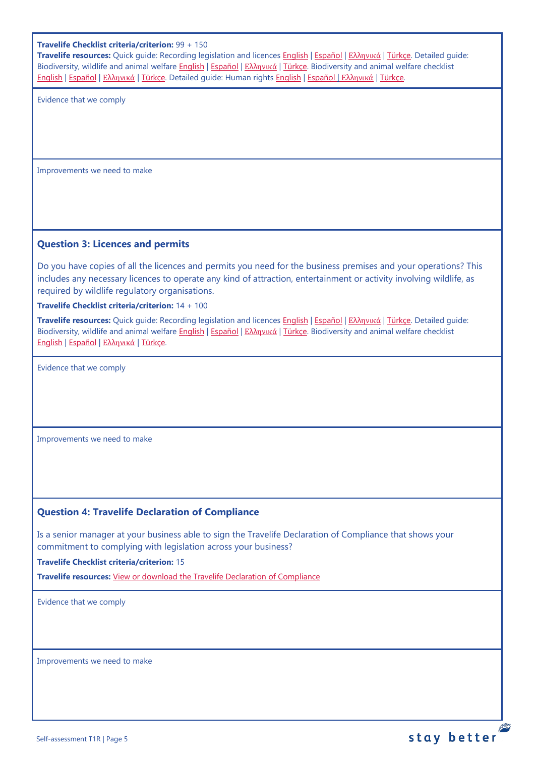**Travelife Checklist criteria/criterion:** 99 + 150

**Travelife resources:** Quick guide: Recording legislation and licences English | Español | Ελληνικά | Türkçe. Detailed guide: Biodiversity, wildlife and animal welfare English | Español | Ελληνικά | Türkçe. Biodiversity and animal welfare checklist English | Español | Ελληνικά | Türkçe. Detailed guide: Human rights English | Español | Ελληνικά | Türkçe.

Evidence that we comply

Improvements we need to make

### Question 3: Licences and permits

Do you have copies of all the licences and permits you need for the business premises and your operations? This includes any necessary licences to operate any kind of attraction, entertainment or activity involving wildlife, as required by wildlife regulatory organisations.

**Travelife Checklist criteria/criterion:** 14 + 100

**Travelife resources:** Quick guide: Recording legislation and licences English | Español | Ελληνικά | Türkçe. Detailed guide: Biodiversity, wildlife and animal welfare English | Español | Ελληνικά | Türkçe. Biodiversity and animal welfare checklist English | Español | Ελληνικά | Türkçe.

Evidence that we comply

Improvements we need to make

### Question 4: Travelife Declaration of Compliance

Is a senior manager at your business able to sign the Travelife Declaration of Compliance that shows your commitment to complying with legislation across your business?

**Travelife Checklist criteria/criterion:** 15

**Travelife resources:** View or download the Travelife Declaration of Compliance

Evidence that we comply

Improvements we need to make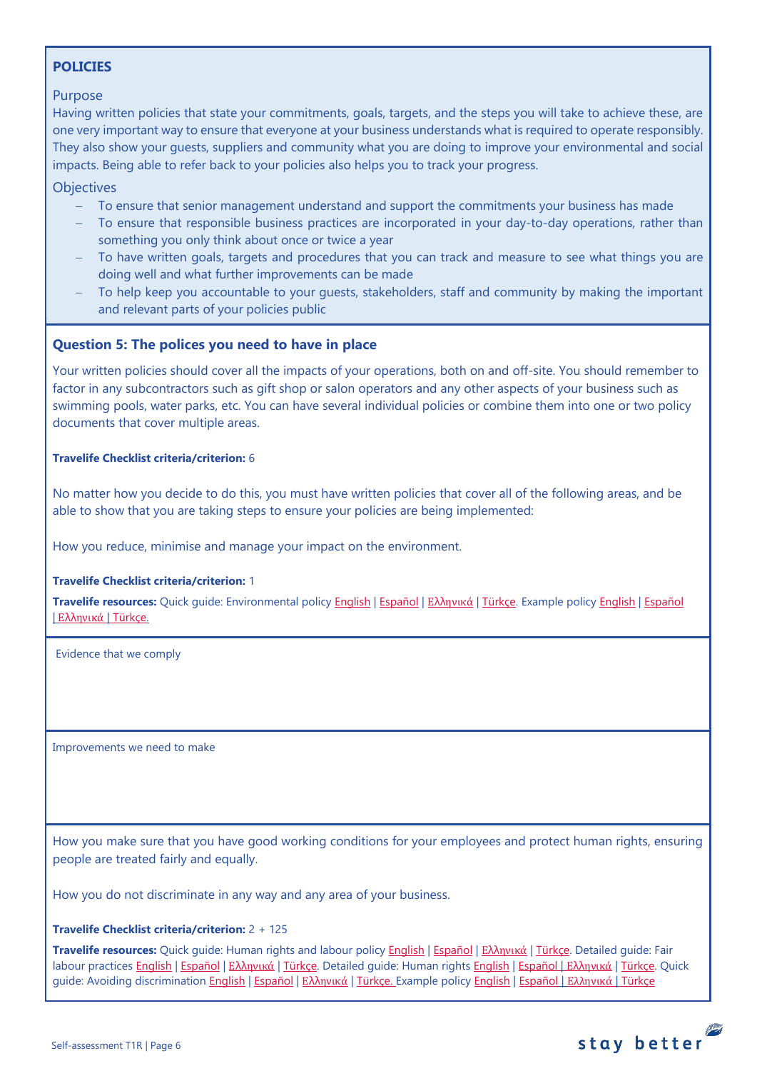## POLICIES

### Purpose

Having written policies that state your commitments, goals, targets, and the steps you will take to achieve these, are one very important way to ensure that everyone at your business understands what is required to operate responsibly. They also show your guests, suppliers and community what you are doing to improve your environmental and social impacts. Being able to refer back to your policies also helps you to track your progress.

### Objectives

- To ensure that senior management understand and support the commitments your business has made
- To ensure that responsible business practices are incorporated in your day-to-day operations, rather than something you only think about once or twice a year
- To have written goals, targets and procedures that you can track and measure to see what things you are doing well and what further improvements can be made
- To help keep you accountable to your guests, stakeholders, staff and community by making the important and relevant parts of your policies public

### Question 5: The polices you need to have in place

Your written policies should cover all the impacts of your operations, both on and off-site. You should remember to factor in any subcontractors such as gift shop or salon operators and any other aspects of your business such as swimming pools, water parks, etc. You can have several individual policies or combine them into one or two policy documents that cover multiple areas.

**Travelife Checklist criteria/criterion:** 6

No matter how you decide to do this, you must have written policies that cover all of the following areas, and be able to show that you are taking steps to ensure your policies are being implemented:

How you reduce, minimise and manage your impact on the environment.

**Travelife Checklist criteria/criterion:** 1

**Travelife resources:** Quick guide: Environmental policy English | Español | Ελληνικά | Türkçe. Example policy English | Español | Ελληνικά | Türkçe.

Evidence that we comply

Improvements we need to make

How you make sure that you have good working conditions for your employees and protect human rights, ensuring people are treated fairly and equally.

How you do not discriminate in any way and any area of your business.

**Travelife Checklist criteria/criterion:** 2 + 125

**Travelife resources:** Quick guide: Human rights and labour policy English | Español | Ελληνικά | Türkçe. Detailed guide: Fair labour practices English | Español | Ελληνικά | Türkçe. Detailed guide: Human rights English | Español | Ελληνικά | Türkçe. Quick guide: Avoiding discrimination English | Español | Ελληνικά | Türkçe. Example policy English | Español | Ελληνικά | Türkçe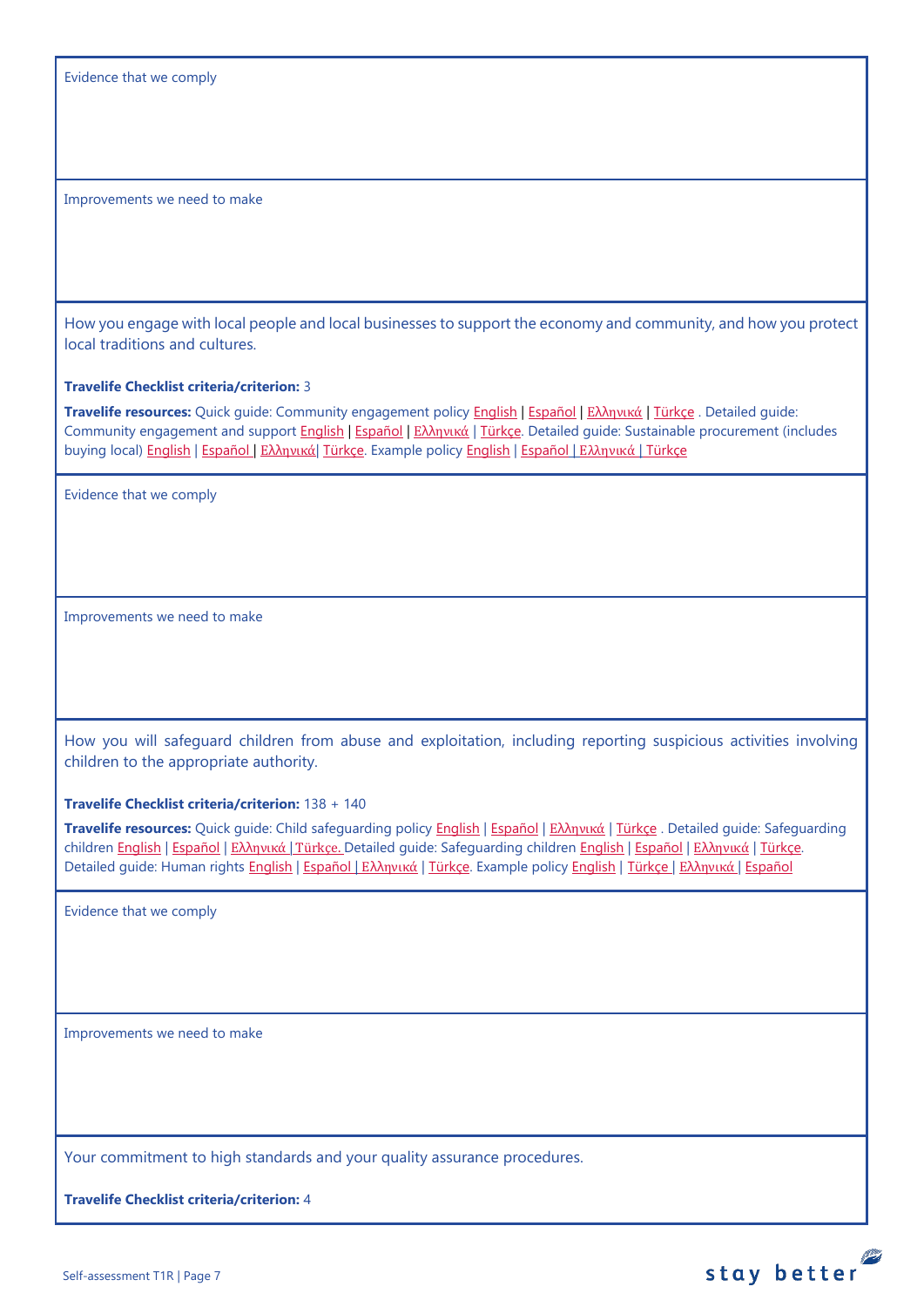Evidence that we comply

Improvements we need to make

How you engage with local people and local businesses to support the economy and community, and how you protect local traditions and cultures.

**Travelife Checklist criteria/criterion:** 3

**Travelife resources:** Quick guide: Community engagement policy English | Español | Ελληνικά | Türkçe . Detailed guide: Community engagement and support English | Español | Ελληνικά | Türkçe. Detailed guide: Sustainable procurement (includes buying local) English | Español | Ελληνικά| Türkçe. Example policy English | Español | Ελληνικά | Türkçe

Evidence that we comply

Improvements we need to make

How you will safeguard children from abuse and exploitation, including reporting suspicious activities involving children to the appropriate authority.

**Travelife Checklist criteria/criterion:** 138 + 140

**Travelife resources:** Quick guide: Child safeguarding policy English | Español | Ελληνικά | Türkçe . Detailed guide: Safeguarding children English | Español | Ελληνικά | Türkçe. Detailed guide: Safeguarding children English | Español | Ελληνικά | Türkçe. Detailed guide: Human rights English | Español | Ελληνικά | Türkçe. Example policy English | Türkçe | Ελληνικά | Español

Evidence that we comply

Improvements we need to make

Your commitment to high standards and your quality assurance procedures.

**Travelife Checklist criteria/criterion:** 4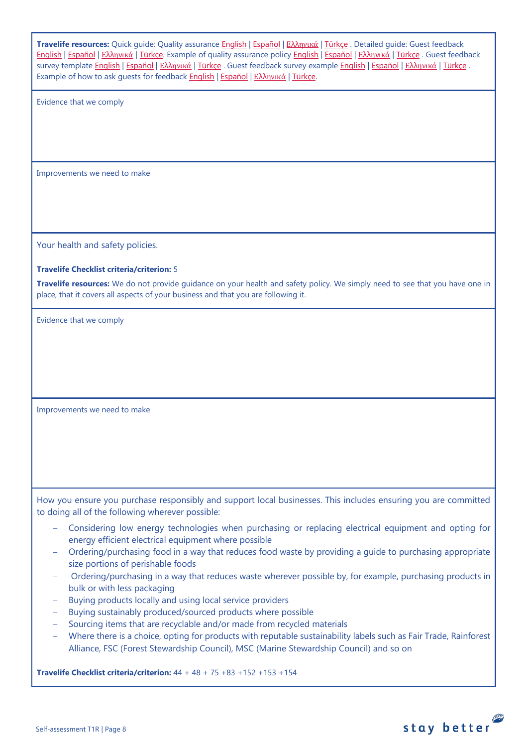**Travelife resources:** Quick guide: Quality assurance English | Español | Ελληνικά | Türkçe . Detailed guide: Guest feedback English | Español | Ελληνικά | Türkçe. Example of quality assurance policy English | Español | Ελληνικά | Türkçe . Guest feedback survey template English | Español | Ελληνικά | Türkçe . Guest feedback survey example English | Español | Ελληνικά | Türkçe . Example of how to ask guests for feedback English | Español | Ελληνικά | Türkçe.

Evidence that we comply

Improvements we need to make

Your health and safety policies.

**Travelife Checklist criteria/criterion:** 5

**Travelife resources:** We do not provide guidance on your health and safety policy. We simply need to see that you have one in place, that it covers all aspects of your business and that you are following it.

Evidence that we comply

Improvements we need to make

How you ensure you purchase responsibly and support local businesses. This includes ensuring you are committed to doing all of the following wherever possible:

- Considering low energy technologies when purchasing or replacing electrical equipment and opting for energy efficient electrical equipment where possible
- Ordering/purchasing food in a way that reduces food waste by providing a guide to purchasing appropriate size portions of perishable foods
- Ordering/purchasing in a way that reduces waste wherever possible by, for example, purchasing products in bulk or with less packaging
- Buying products locally and using local service providers
- Buying sustainably produced/sourced products where possible
- Sourcing items that are recyclable and/or made from recycled materials
- Where there is a choice, opting for products with reputable sustainability labels such as Fair Trade, Rainforest Alliance, FSC (Forest Stewardship Council), MSC (Marine Stewardship Council) and so on

**Travelife Checklist criteria/criterion:** 44 + 48 + 75 +83 +152 +153 +154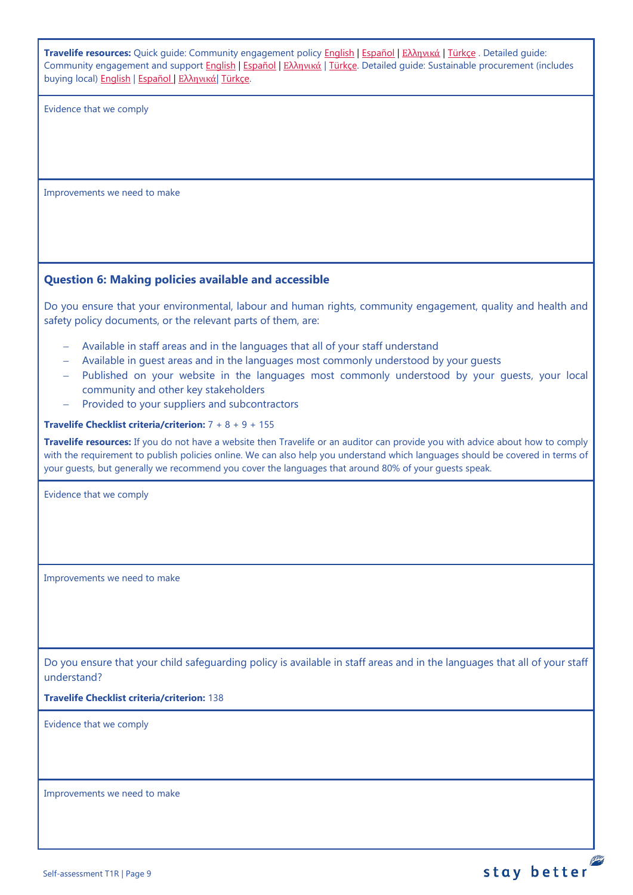**Travelife resources:** Quick guide: Community engagement policy English | Español | Ελληνικά | Türkçe . Detailed guide: Community engagement and support English | Español | Ελληνικά | Türkçe. Detailed guide: Sustainable procurement (includes buying local) English | Español | Ελληνικά| Türkçe.

Evidence that we comply

Improvements we need to make

### Question 6: Making policies available and accessible

Do you ensure that your environmental, labour and human rights, community engagement, quality and health and safety policy documents, or the relevant parts of them, are:

- Available in staff areas and in the languages that all of your staff understand
- Available in guest areas and in the languages most commonly understood by your guests
- Published on your website in the languages most commonly understood by your guests, your local community and other key stakeholders
- Provided to your suppliers and subcontractors

**Travelife Checklist criteria/criterion:** 7 + 8 + 9 + 155

**Travelife resources:** If you do not have a website then Travelife or an auditor can provide you with advice about how to comply with the requirement to publish policies online. We can also help you understand which languages should be covered in terms of your guests, but generally we recommend you cover the languages that around 80% of your guests speak.

Evidence that we comply

Improvements we need to make

Do you ensure that your child safeguarding policy is available in staff areas and in the languages that all of your staff understand?

**Travelife Checklist criteria/criterion:** 138

Evidence that we comply

Improvements we need to make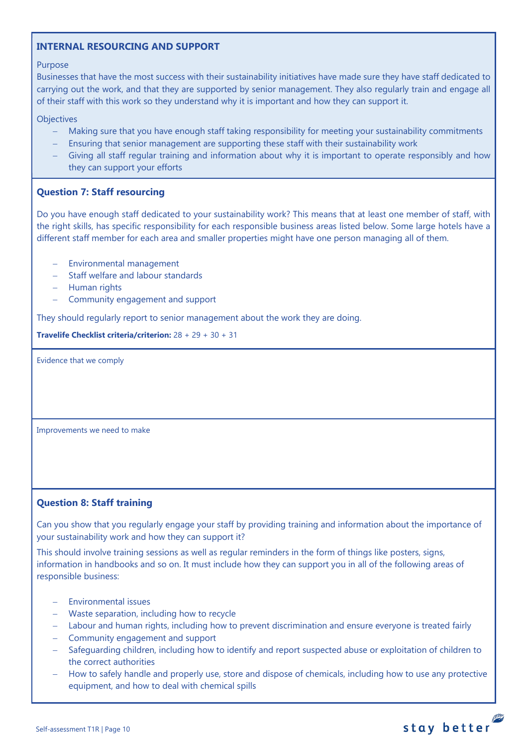## INTERNAL RESOURCING AND SUPPORT

Purpose

Businesses that have the most success with their sustainability initiatives have made sure they have staff dedicated to carrying out the work, and that they are supported by senior management. They also regularly train and engage all of their staff with this work so they understand why it is important and how they can support it.

Objectives

- Making sure that you have enough staff taking responsibility for meeting your sustainability commitments
- Ensuring that senior management are supporting these staff with their sustainability work
- Giving all staff regular training and information about why it is important to operate responsibly and how they can support your efforts

### Question 7: Staff resourcing

Do you have enough staff dedicated to your sustainability work? This means that at least one member of staff, with the right skills, has specific responsibility for each responsible business areas listed below. Some large hotels have a different staff member for each area and smaller properties might have one person managing all of them.

- Environmental management
- Staff welfare and labour standards
- Human rights
- Community engagement and support

They should regularly report to senior management about the work they are doing.

**Travelife Checklist criteria/criterion:** 28 + 29 + 30 + 31

Evidence that we comply

Improvements we need to make

### Question 8: Staff training

Can you show that you regularly engage your staff by providing training and information about the importance of your sustainability work and how they can support it?

This should involve training sessions as well as regular reminders in the form of things like posters, signs, information in handbooks and so on. It must include how they can support you in all of the following areas of responsible business:

- Environmental issues
- Waste separation, including how to recycle
- Labour and human rights, including how to prevent discrimination and ensure everyone is treated fairly
- Community engagement and support
- Safeguarding children, including how to identify and report suspected abuse or exploitation of children to the correct authorities
- How to safely handle and properly use, store and dispose of chemicals, including how to use any protective equipment, and how to deal with chemical spills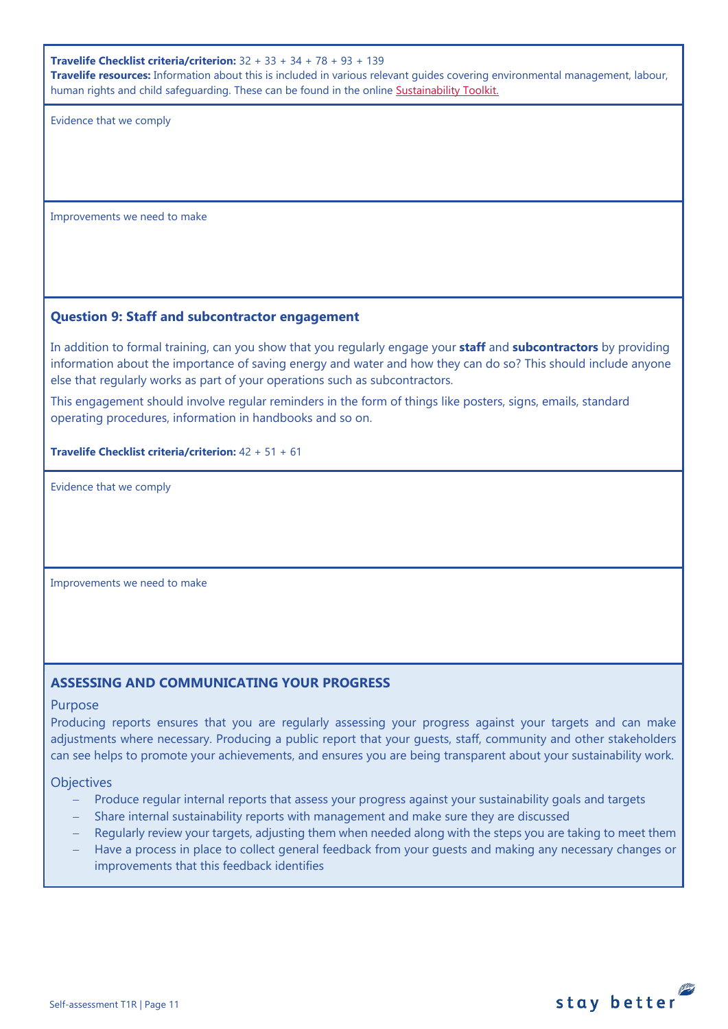**Travelife Checklist criteria/criterion:** 32 + 33 + 34 + 78 + 93 + 139
**Travelife resources:** Information about this is included in various relevant guides covering environmental management, labour, human rights and child safeguarding. These can be found in the online Sustainability Toolkit.

Evidence that we comply

Improvements we need to make

### Question 9: Staff and subcontractor engagement

In addition to formal training, can you show that you regularly engage your **staff** and **subcontractors** by providing information about the importance of saving energy and water and how they can do so? This should include anyone else that regularly works as part of your operations such as subcontractors.

This engagement should involve regular reminders in the form of things like posters, signs, emails, standard operating procedures, information in handbooks and so on.

**Travelife Checklist criteria/criterion:** 42 + 51 + 61

Evidence that we comply

Improvements we need to make

## ASSESSING AND COMMUNICATING YOUR PROGRESS

Purpose

Producing reports ensures that you are regularly assessing your progress against your targets and can make adjustments where necessary. Producing a public report that your guests, staff, community and other stakeholders can see helps to promote your achievements, and ensures you are being transparent about your sustainability work.

Objectives

- Produce regular internal reports that assess your progress against your sustainability goals and targets
- Share internal sustainability reports with management and make sure they are discussed
- Regularly review your targets, adjusting them when needed along with the steps you are taking to meet them
- Have a process in place to collect general feedback from your guests and making any necessary changes or improvements that this feedback identifies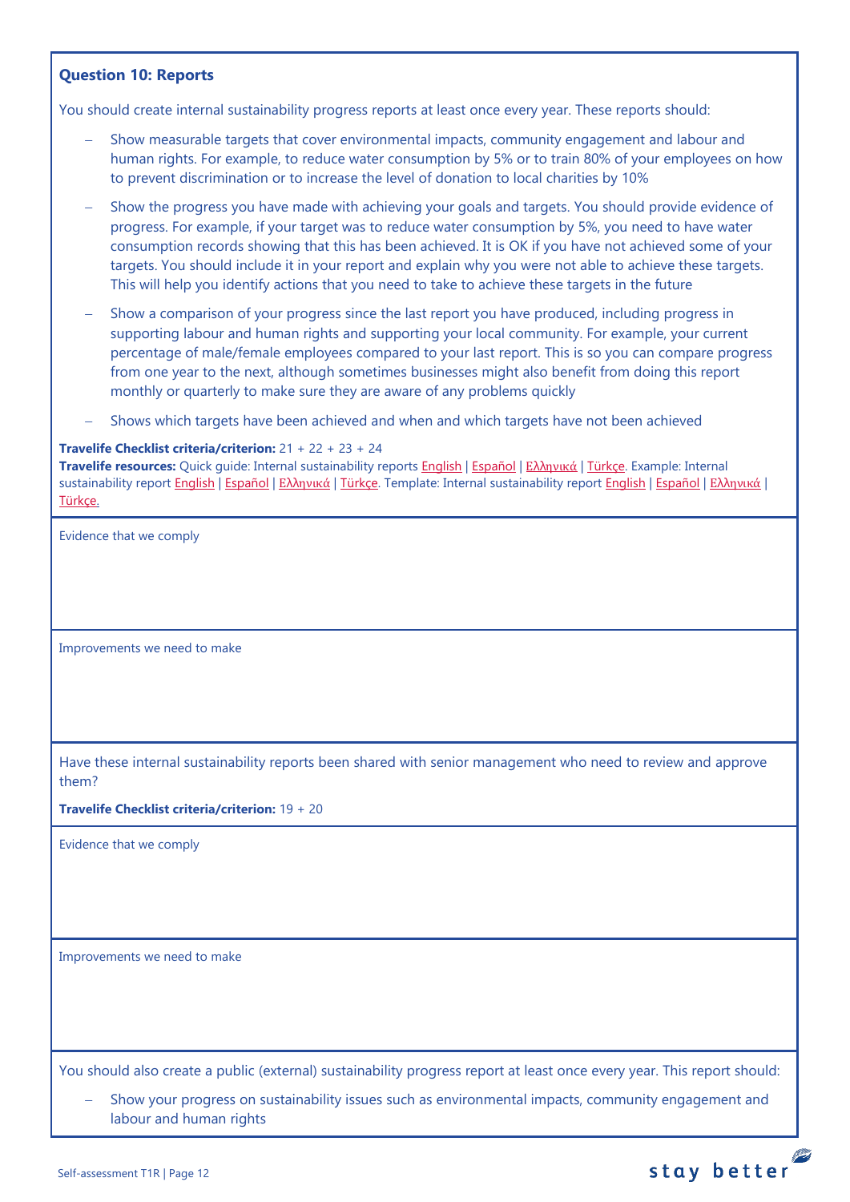**Question 10: Reports**

You should create internal sustainability progress reports at least once every year. These reports should:

- Show measurable targets that cover environmental impacts, community engagement and labour and human rights. For example, to reduce water consumption by 5% or to train 80% of your employees on how to prevent discrimination or to increase the level of donation to local charities by 10%
- Show the progress you have made with achieving your goals and targets. You should provide evidence of progress. For example, if your target was to reduce water consumption by 5%, you need to have water consumption records showing that this has been achieved. It is OK if you have not achieved some of your targets. You should include it in your report and explain why you were not able to achieve these targets. This will help you identify actions that you need to take to achieve these targets in the future
- Show a comparison of your progress since the last report you have produced, including progress in supporting labour and human rights and supporting your local community. For example, your current percentage of male/female employees compared to your last report. This is so you can compare progress from one year to the next, although sometimes businesses might also benefit from doing this report monthly or quarterly to make sure they are aware of any problems quickly
- Shows which targets have been achieved and when and which targets have not been achieved

**Travelife Checklist criteria/criterion:** 21 + 22 + 23 + 24
**Travelife resources:** Quick guide: Internal sustainability reports English | Español | Ελληνικά | Türkçe. Example: Internal sustainability report English | Español | Ελληνικά | Türkçe. Template: Internal sustainability report English | Español | Ελληνικά | Türkçe.

Evidence that we comply

Improvements we need to make

Have these internal sustainability reports been shared with senior management who need to review and approve them?

**Travelife Checklist criteria/criterion:** 19 + 20

Evidence that we comply

Improvements we need to make

You should also create a public (external) sustainability progress report at least once every year. This report should:

- Show your progress on sustainability issues such as environmental impacts, community engagement and labour and human rights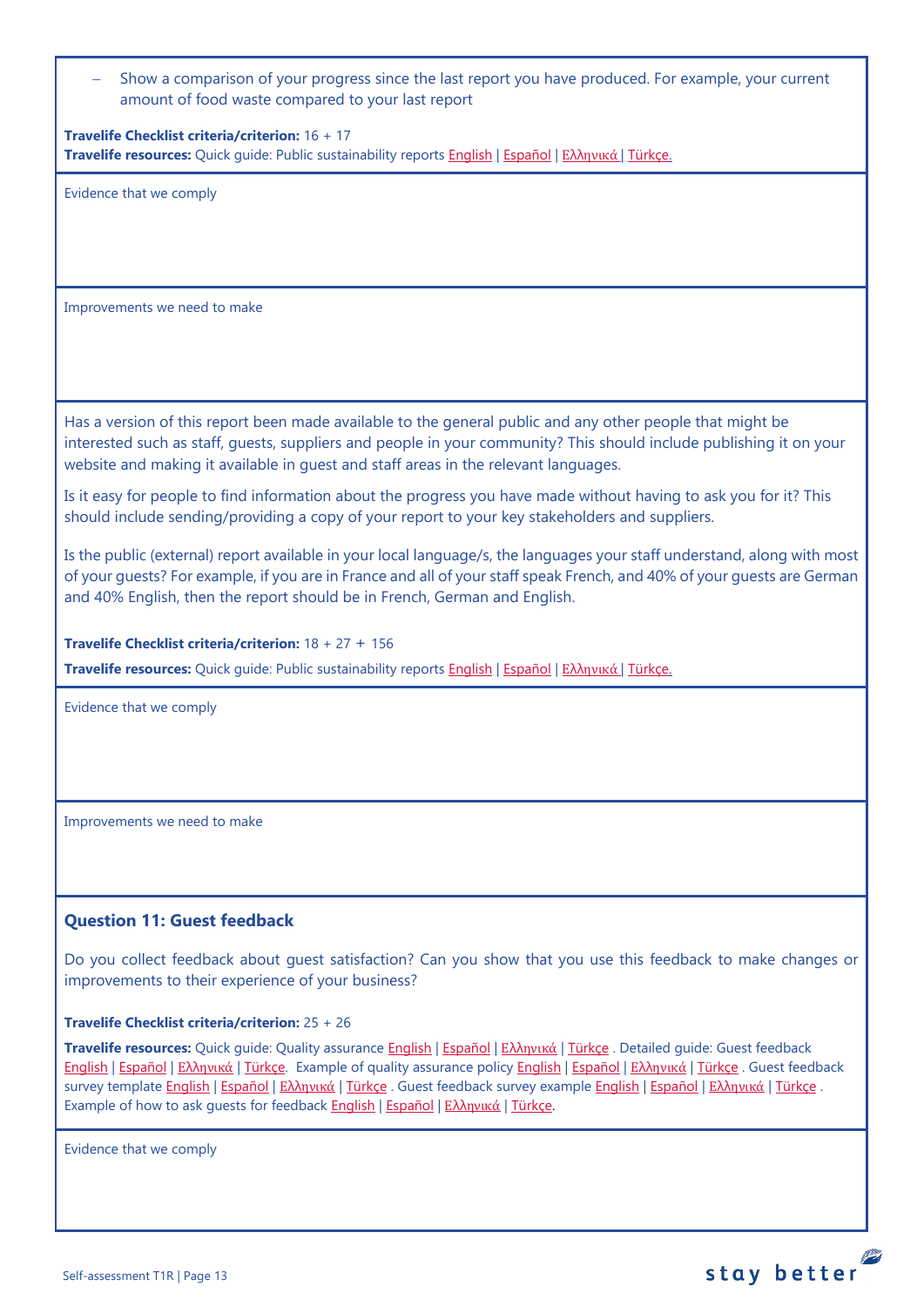- Show a comparison of your progress since the last report you have produced. For example, your current amount of food waste compared to your last report

**Travelife Checklist criteria/criterion:** 16 + 17
**Travelife resources:** Quick guide: Public sustainability reports English | Español | Ελληνικά | Türkçe.

Evidence that we comply

Improvements we need to make

Has a version of this report been made available to the general public and any other people that might be interested such as staff, guests, suppliers and people in your community? This should include publishing it on your website and making it available in guest and staff areas in the relevant languages.

Is it easy for people to find information about the progress you have made without having to ask you for it? This should include sending/providing a copy of your report to your key stakeholders and suppliers.

Is the public (external) report available in your local language/s, the languages your staff understand, along with most of your guests? For example, if you are in France and all of your staff speak French, and 40% of your guests are German and 40% English, then the report should be in French, German and English.

**Travelife Checklist criteria/criterion:** 18 + 27 + 156

**Travelife resources:** Quick guide: Public sustainability reports English | Español | Ελληνικά | Türkçe.

Evidence that we comply

Improvements we need to make

### Question 11: Guest feedback

Do you collect feedback about guest satisfaction? Can you show that you use this feedback to make changes or improvements to their experience of your business?

**Travelife Checklist criteria/criterion:** 25 + 26

**Travelife resources:** Quick guide: Quality assurance English | Español | Ελληνικά | Türkçe . Detailed guide: Guest feedback English | Español | Ελληνικά | Türkçe. Example of quality assurance policy English | Español | Ελληνικά | Türkçe . Guest feedback survey template English | Español | Ελληνικά | Türkçe . Guest feedback survey example English | Español | Ελληνικά | Türkçe . Example of how to ask guests for feedback English | Español | Ελληνικά | Türkçe.

Evidence that we comply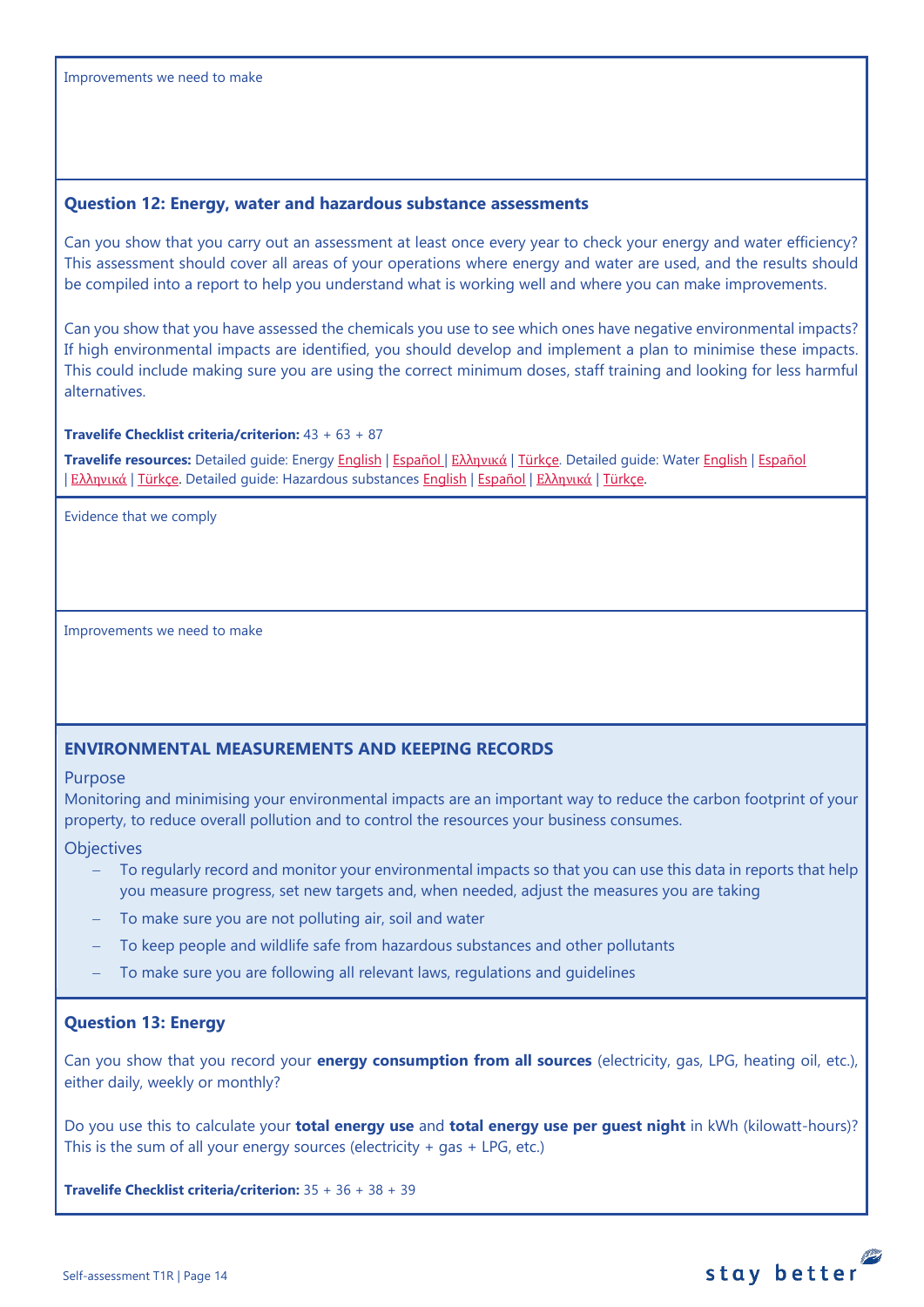Improvements we need to make

### Question 12: Energy, water and hazardous substance assessments

Can you show that you carry out an assessment at least once every year to check your energy and water efficiency? This assessment should cover all areas of your operations where energy and water are used, and the results should be compiled into a report to help you understand what is working well and where you can make improvements.

Can you show that you have assessed the chemicals you use to see which ones have negative environmental impacts? If high environmental impacts are identified, you should develop and implement a plan to minimise these impacts. This could include making sure you are using the correct minimum doses, staff training and looking for less harmful alternatives.

**Travelife Checklist criteria/criterion:** 43 + 63 + 87

**Travelife resources:** Detailed guide: Energy English | Español | Ελληνικά | Türkçe. Detailed guide: Water English | Español | Ελληνικά | Türkçe. Detailed guide: Hazardous substances English | Español | Ελληνικά | Türkçe.

Evidence that we comply

Improvements we need to make

## ENVIRONMENTAL MEASUREMENTS AND KEEPING RECORDS

Purpose

Monitoring and minimising your environmental impacts are an important way to reduce the carbon footprint of your property, to reduce overall pollution and to control the resources your business consumes.

Objectives

- To regularly record and monitor your environmental impacts so that you can use this data in reports that help you measure progress, set new targets and, when needed, adjust the measures you are taking
- To make sure you are not polluting air, soil and water
- To keep people and wildlife safe from hazardous substances and other pollutants
- To make sure you are following all relevant laws, regulations and guidelines

### Question 13: Energy

Can you show that you record your **energy consumption from all sources** (electricity, gas, LPG, heating oil, etc.), either daily, weekly or monthly?

Do you use this to calculate your **total energy use** and **total energy use per guest night** in kWh (kilowatt-hours)? This is the sum of all your energy sources (electricity + gas + LPG, etc.)

**Travelife Checklist criteria/criterion:** 35 + 36 + 38 + 39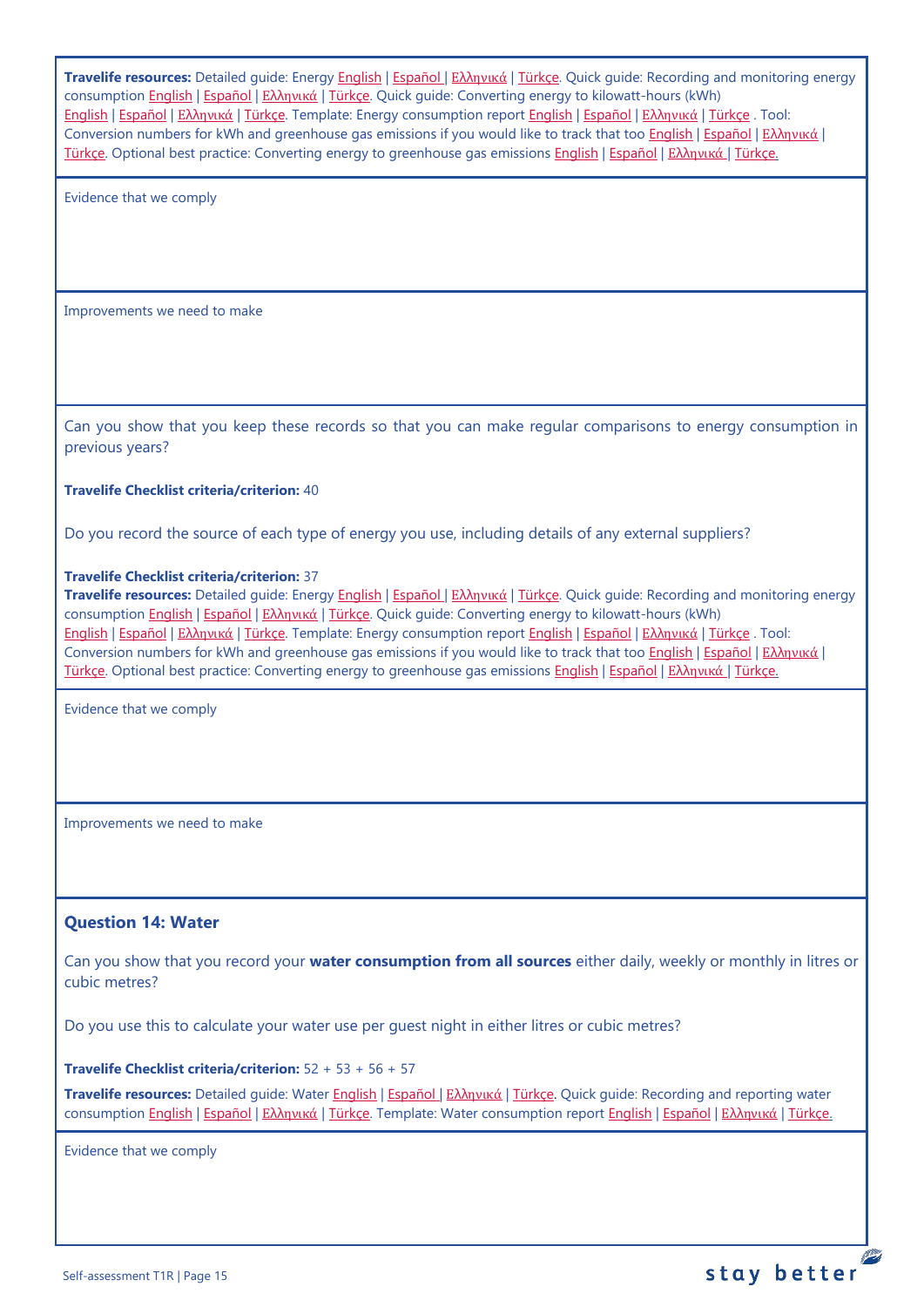**Travelife resources:** Detailed guide: Energy English | Español | Ελληνικά | Türkçe. Quick guide: Recording and monitoring energy consumption English | Español | Ελληνικά | Türkçe. Quick guide: Converting energy to kilowatt-hours (kWh) English | Español | Ελληνικά | Türkçe. Template: Energy consumption report English | Español | Ελληνικά | Türkçe . Tool: Conversion numbers for kWh and greenhouse gas emissions if you would like to track that too English | Español | Ελληνικά | Türkçe. Optional best practice: Converting energy to greenhouse gas emissions English | Español | Ελληνικά | Türkçe.

Evidence that we comply

Improvements we need to make

Can you show that you keep these records so that you can make regular comparisons to energy consumption in previous years?

**Travelife Checklist criteria/criterion:** 40

Do you record the source of each type of energy you use, including details of any external suppliers?

**Travelife Checklist criteria/criterion:** 37

**Travelife resources:** Detailed guide: Energy English | Español | Ελληνικά | Türkçe. Quick guide: Recording and monitoring energy consumption English | Español | Ελληνικά | Türkçe. Quick guide: Converting energy to kilowatt-hours (kWh) English | Español | Ελληνικά | Türkçe. Template: Energy consumption report English | Español | Ελληνικά | Türkçe . Tool: Conversion numbers for kWh and greenhouse gas emissions if you would like to track that too English | Español | Ελληνικά | Türkçe. Optional best practice: Converting energy to greenhouse gas emissions English | Español | Ελληνικά | Türkçe.

Evidence that we comply

Improvements we need to make

### Question 14: Water

Can you show that you record your **water consumption from all sources** either daily, weekly or monthly in litres or cubic metres?

Do you use this to calculate your water use per guest night in either litres or cubic metres?

**Travelife Checklist criteria/criterion:** 52 + 53 + 56 + 57

**Travelife resources:** Detailed guide: Water English | Español | Ελληνικά | Türkçe. Quick guide: Recording and reporting water consumption English | Español | Ελληνικά | Türkçe. Template: Water consumption report English | Español | Ελληνικά | Türkçe.

Evidence that we comply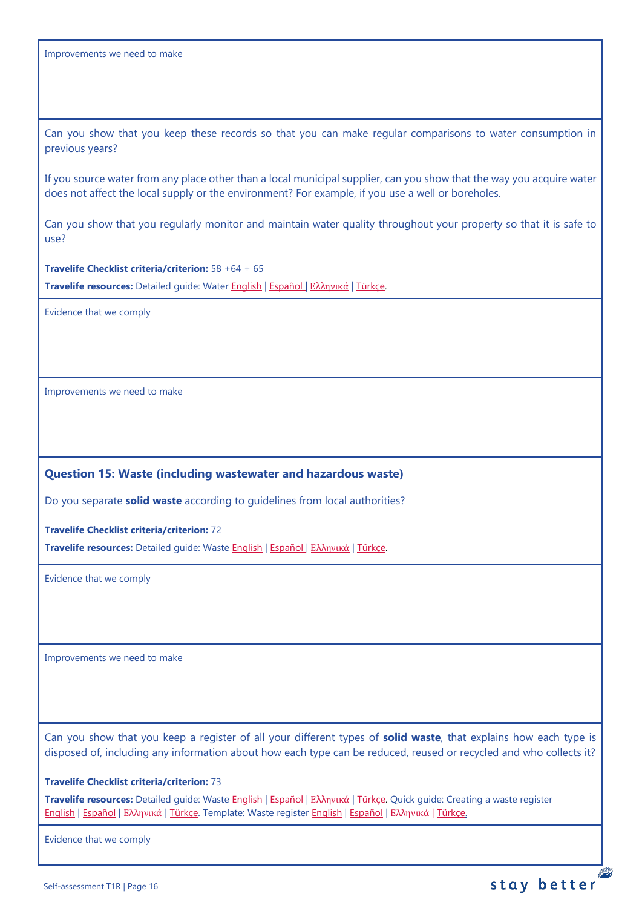Improvements we need to make

Can you show that you keep these records so that you can make regular comparisons to water consumption in previous years?

If you source water from any place other than a local municipal supplier, can you show that the way you acquire water does not affect the local supply or the environment? For example, if you use a well or boreholes.

Can you show that you regularly monitor and maintain water quality throughout your property so that it is safe to use?

**Travelife Checklist criteria/criterion:** 58 +64 + 65

**Travelife resources:** Detailed guide: Water English | Español | Ελληνικά | Türkçe.

Evidence that we comply

Improvements we need to make

### Question 15: Waste (including wastewater and hazardous waste)

Do you separate **solid waste** according to guidelines from local authorities?

**Travelife Checklist criteria/criterion:** 72

**Travelife resources:** Detailed guide: Waste English | Español | Ελληνικά | Türkçe.

Evidence that we comply

Improvements we need to make

Can you show that you keep a register of all your different types of **solid waste**, that explains how each type is disposed of, including any information about how each type can be reduced, reused or recycled and who collects it?

**Travelife Checklist criteria/criterion:** 73

**Travelife resources:** Detailed guide: Waste English | Español | Ελληνικά | Türkçe. Quick guide: Creating a waste register English | Español | Ελληνικά | Türkçe. Template: Waste register English | Español | Ελληνικά | Türkçe.

Evidence that we comply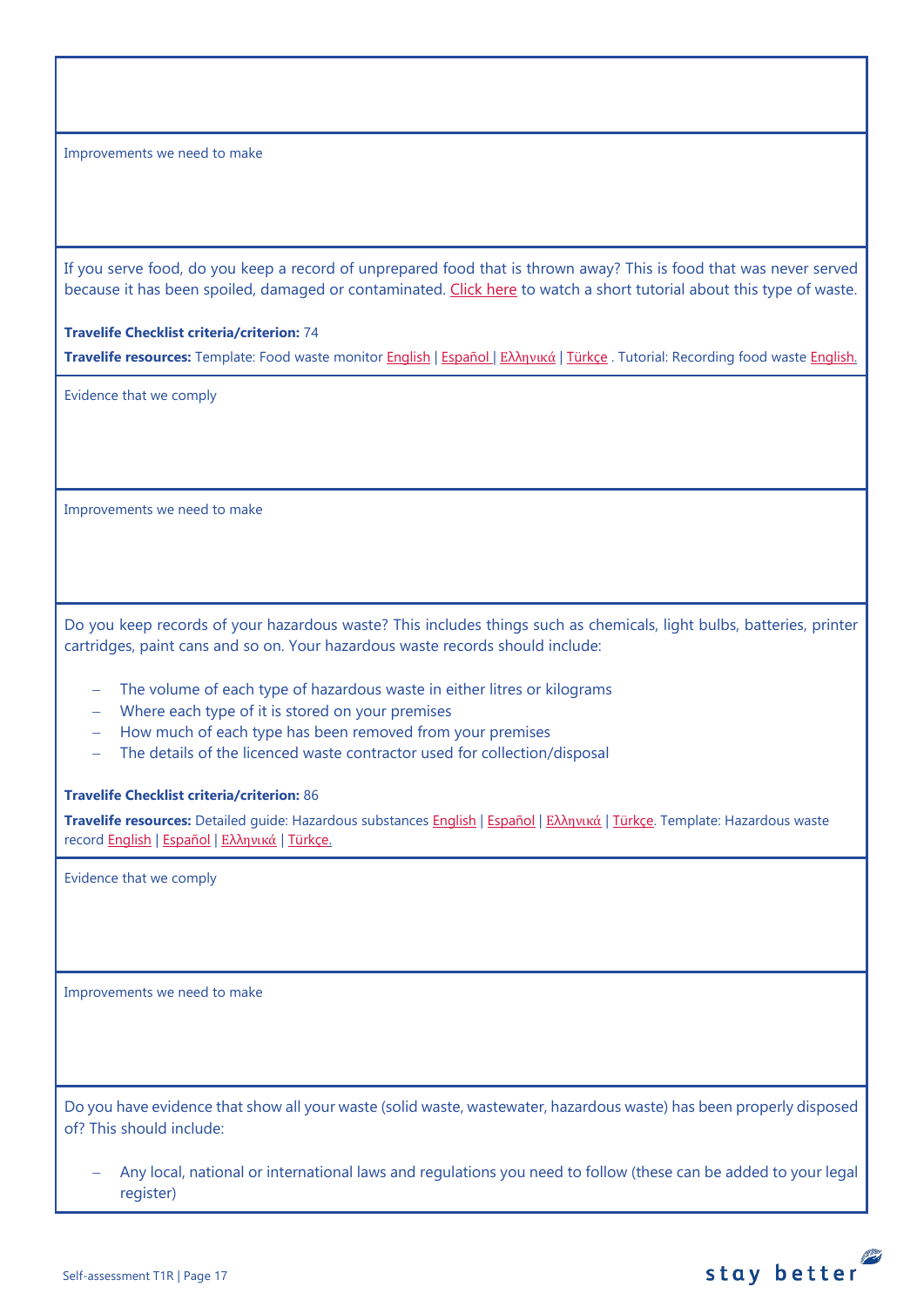Improvements we need to make

If you serve food, do you keep a record of unprepared food that is thrown away? This is food that was never served because it has been spoiled, damaged or contaminated. Click here to watch a short tutorial about this type of waste.

**Travelife Checklist criteria/criterion:** 74

**Travelife resources:** Template: Food waste monitor English | Español | Ελληνικά | Türkçe . Tutorial: Recording food waste English.

Evidence that we comply

Improvements we need to make

Do you keep records of your hazardous waste? This includes things such as chemicals, light bulbs, batteries, printer cartridges, paint cans and so on. Your hazardous waste records should include:

- The volume of each type of hazardous waste in either litres or kilograms
- Where each type of it is stored on your premises
- How much of each type has been removed from your premises
- The details of the licenced waste contractor used for collection/disposal

**Travelife Checklist criteria/criterion:** 86

**Travelife resources:** Detailed guide: Hazardous substances English | Español | Ελληνικά | Türkçe. Template: Hazardous waste record English | Español | Ελληνικά | Türkçe.

Evidence that we comply

Improvements we need to make

Do you have evidence that show all your waste (solid waste, wastewater, hazardous waste) has been properly disposed of? This should include:

- Any local, national or international laws and regulations you need to follow (these can be added to your legal register)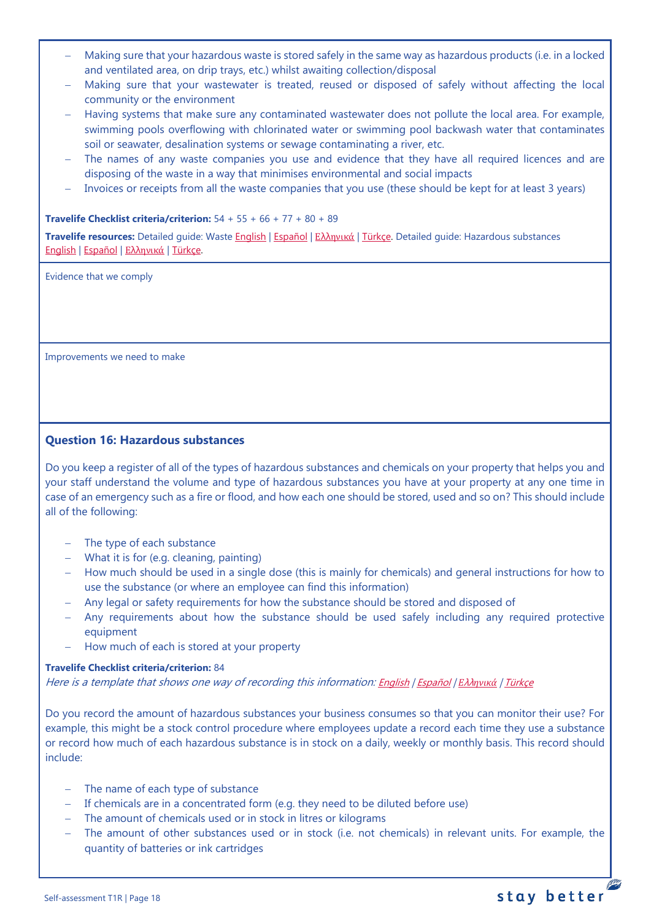- Making sure that your hazardous waste is stored safely in the same way as hazardous products (i.e. in a locked and ventilated area, on drip trays, etc.) whilst awaiting collection/disposal
- Making sure that your wastewater is treated, reused or disposed of safely without affecting the local community or the environment
- Having systems that make sure any contaminated wastewater does not pollute the local area. For example, swimming pools overflowing with chlorinated water or swimming pool backwash water that contaminates soil or seawater, desalination systems or sewage contaminating a river, etc.
- The names of any waste companies you use and evidence that they have all required licences and are disposing of the waste in a way that minimises environmental and social impacts
- Invoices or receipts from all the waste companies that you use (these should be kept for at least 3 years)

**Travelife Checklist criteria/criterion:** 54 + 55 + 66 + 77 + 80 + 89

**Travelife resources:** Detailed guide: Waste English | Español | Ελληνικά | Türkçe. Detailed guide: Hazardous substances English | Español | Ελληνικά | Türkçe.

Evidence that we comply

Improvements we need to make

### Question 16: Hazardous substances

Do you keep a register of all of the types of hazardous substances and chemicals on your property that helps you and your staff understand the volume and type of hazardous substances you have at your property at any one time in case of an emergency such as a fire or flood, and how each one should be stored, used and so on? This should include all of the following:

- The type of each substance
- What it is for (e.g. cleaning, painting)
- How much should be used in a single dose (this is mainly for chemicals) and general instructions for how to use the substance (or where an employee can find this information)
- Any legal or safety requirements for how the substance should be stored and disposed of
- Any requirements about how the substance should be used safely including any required protective equipment
- How much of each is stored at your property

**Travelife Checklist criteria/criterion:** 84

*Here is a template that shows one way of recording this information: English / Español / Ελληνικά / Türkçe*

Do you record the amount of hazardous substances your business consumes so that you can monitor their use? For example, this might be a stock control procedure where employees update a record each time they use a substance or record how much of each hazardous substance is in stock on a daily, weekly or monthly basis. This record should include:

- The name of each type of substance
- If chemicals are in a concentrated form (e.g. they need to be diluted before use)
- The amount of chemicals used or in stock in litres or kilograms
- The amount of other substances used or in stock (i.e. not chemicals) in relevant units. For example, the quantity of batteries or ink cartridges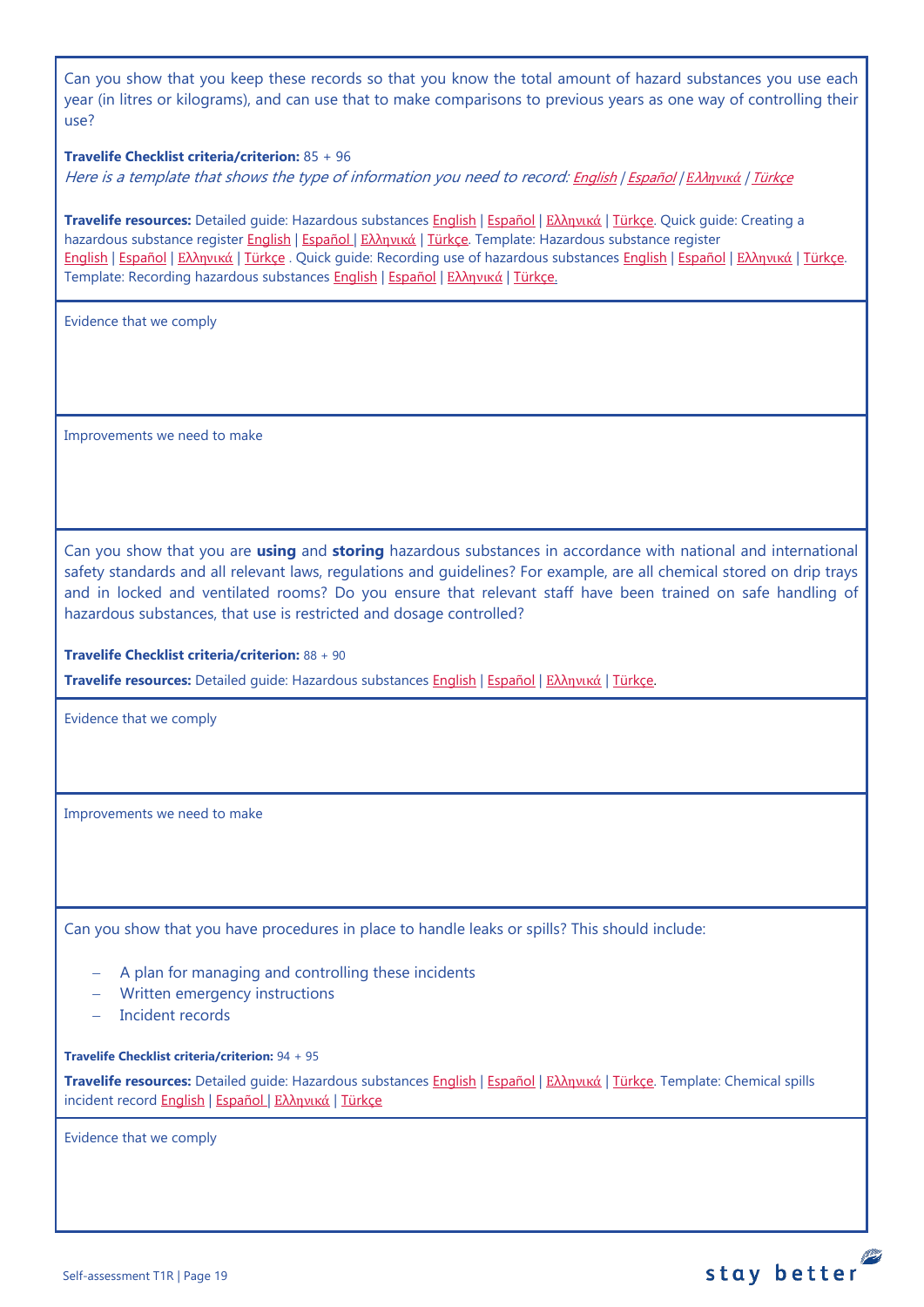Can you show that you keep these records so that you know the total amount of hazard substances you use each year (in litres or kilograms), and can use that to make comparisons to previous years as one way of controlling their use?

**Travelife Checklist criteria/criterion:** 85 + 96

*Here is a template that shows the type of information you need to record: English / Español / Ελληνικά / Türkçe*

**Travelife resources:** Detailed guide: Hazardous substances English | Español | Ελληνικά | Türkçe. Quick guide: Creating a hazardous substance register English | Español | Ελληνικά | Türkçe. Template: Hazardous substance register English | Español | Ελληνικά | Türkçe . Quick guide: Recording use of hazardous substances English | Español | Ελληνικά | Türkçe. Template: Recording hazardous substances English | Español | Ελληνικά | Türkçe.

Evidence that we comply

Improvements we need to make

Can you show that you are **using** and **storing** hazardous substances in accordance with national and international safety standards and all relevant laws, regulations and guidelines? For example, are all chemical stored on drip trays and in locked and ventilated rooms? Do you ensure that relevant staff have been trained on safe handling of hazardous substances, that use is restricted and dosage controlled?

**Travelife Checklist criteria/criterion:** 88 + 90

**Travelife resources:** Detailed guide: Hazardous substances English | Español | Ελληνικά | Türkçe.

Evidence that we comply

Improvements we need to make

Can you show that you have procedures in place to handle leaks or spills? This should include:

- A plan for managing and controlling these incidents
- Written emergency instructions
- Incident records

**Travelife Checklist criteria/criterion:** 94 + 95

**Travelife resources:** Detailed guide: Hazardous substances English | Español | Ελληνικά | Türkçe. Template: Chemical spills incident record English | Español | Ελληνικά | Türkçe

Evidence that we comply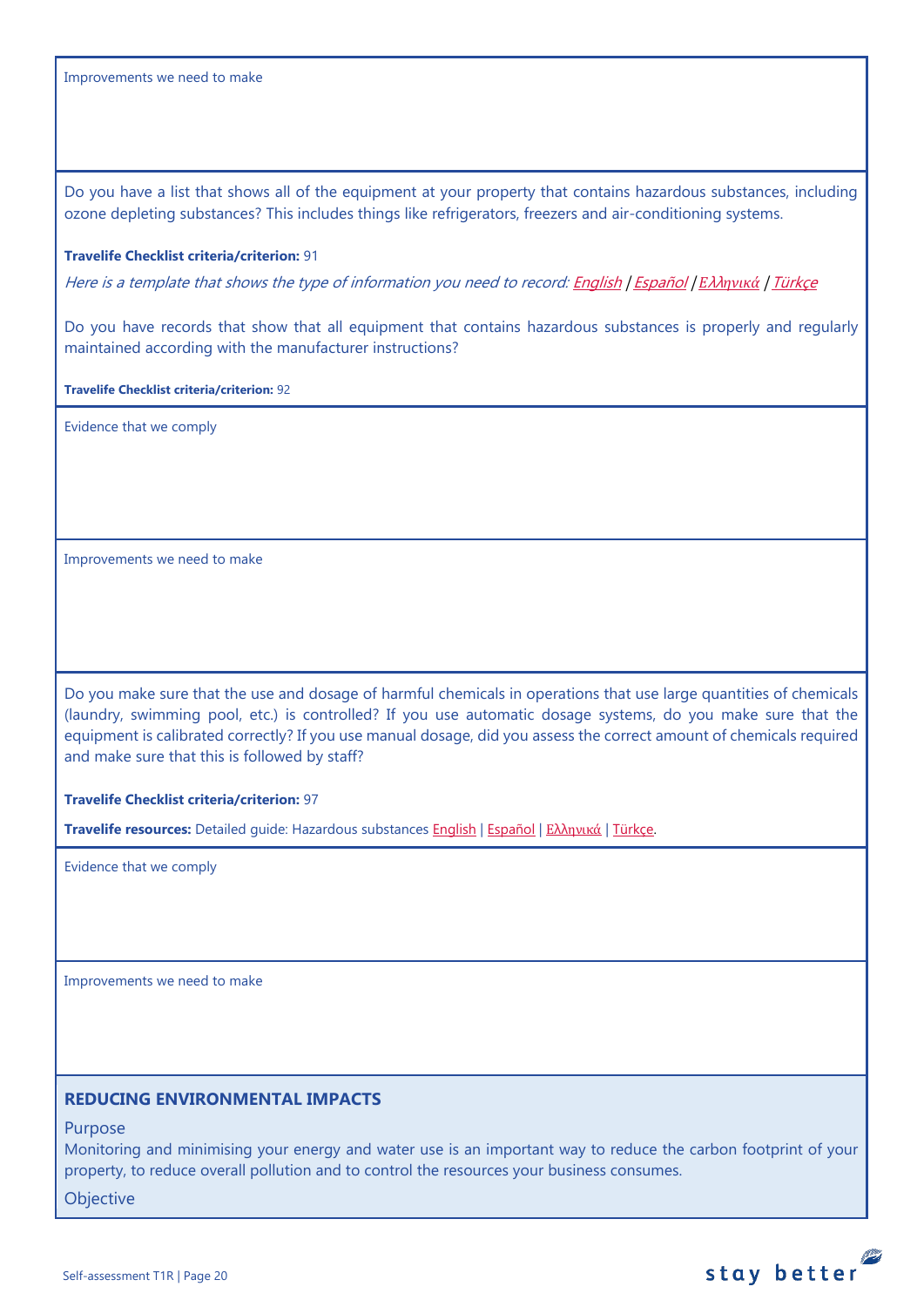Improvements we need to make

Do you have a list that shows all of the equipment at your property that contains hazardous substances, including ozone depleting substances? This includes things like refrigerators, freezers and air-conditioning systems.

**Travelife Checklist criteria/criterion:** 91

*Here is a template that shows the type of information you need to record: English / Español / Ελληνικά / Türkçe*

Do you have records that show that all equipment that contains hazardous substances is properly and regularly maintained according with the manufacturer instructions?

**Travelife Checklist criteria/criterion:** 92

Evidence that we comply

Improvements we need to make

Do you make sure that the use and dosage of harmful chemicals in operations that use large quantities of chemicals (laundry, swimming pool, etc.) is controlled? If you use automatic dosage systems, do you make sure that the equipment is calibrated correctly? If you use manual dosage, did you assess the correct amount of chemicals required and make sure that this is followed by staff?

**Travelife Checklist criteria/criterion:** 97

**Travelife resources:** Detailed guide: Hazardous substances English | Español | Ελληνικά | Türkçe.

Evidence that we comply

Improvements we need to make

## REDUCING ENVIRONMENTAL IMPACTS

Purpose

Monitoring and minimising your energy and water use is an important way to reduce the carbon footprint of your property, to reduce overall pollution and to control the resources your business consumes.

Objective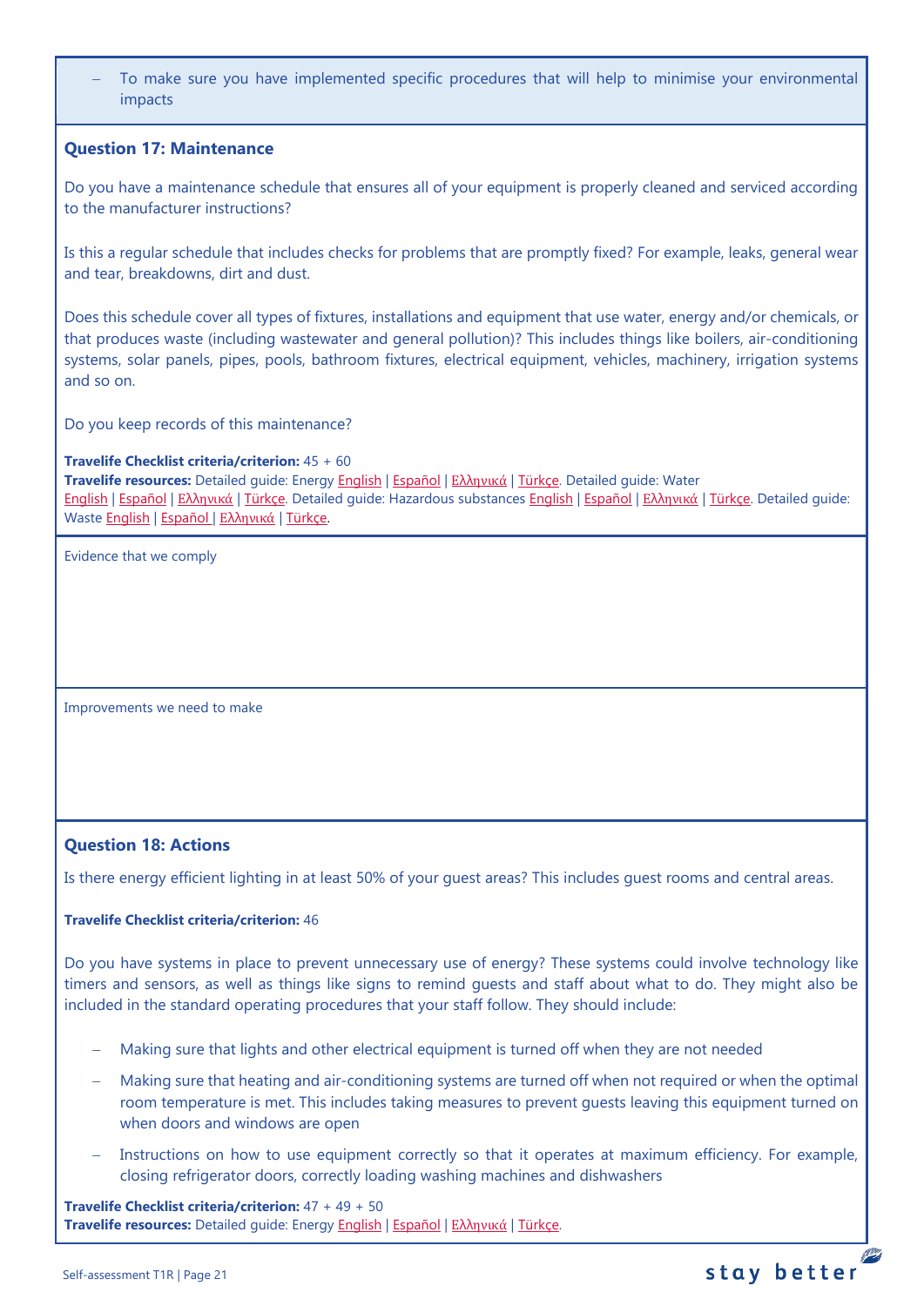- To make sure you have implemented specific procedures that will help to minimise your environmental impacts

### Question 17: Maintenance

Do you have a maintenance schedule that ensures all of your equipment is properly cleaned and serviced according to the manufacturer instructions?

Is this a regular schedule that includes checks for problems that are promptly fixed? For example, leaks, general wear and tear, breakdowns, dirt and dust.

Does this schedule cover all types of fixtures, installations and equipment that use water, energy and/or chemicals, or that produces waste (including wastewater and general pollution)? This includes things like boilers, air-conditioning systems, solar panels, pipes, pools, bathroom fixtures, electrical equipment, vehicles, machinery, irrigation systems and so on.

Do you keep records of this maintenance?

**Travelife Checklist criteria/criterion:** 45 + 60
**Travelife resources:** Detailed guide: Energy English | Español | Ελληνικά | Türkçe. Detailed guide: Water English | Español | Ελληνικά | Türkçe. Detailed guide: Hazardous substances English | Español | Ελληνικά | Türkçe. Detailed guide: Waste English | Español | Ελληνικά | Türkçe.

Evidence that we comply

Improvements we need to make

### Question 18: Actions

Is there energy efficient lighting in at least 50% of your guest areas? This includes guest rooms and central areas.

**Travelife Checklist criteria/criterion:** 46

Do you have systems in place to prevent unnecessary use of energy? These systems could involve technology like timers and sensors, as well as things like signs to remind guests and staff about what to do. They might also be included in the standard operating procedures that your staff follow. They should include:

- Making sure that lights and other electrical equipment is turned off when they are not needed
- Making sure that heating and air-conditioning systems are turned off when not required or when the optimal room temperature is met. This includes taking measures to prevent guests leaving this equipment turned on when doors and windows are open
- Instructions on how to use equipment correctly so that it operates at maximum efficiency. For example, closing refrigerator doors, correctly loading washing machines and dishwashers

**Travelife Checklist criteria/criterion:** 47 + 49 + 50
**Travelife resources:** Detailed guide: Energy English | Español | Ελληνικά | Türkçe.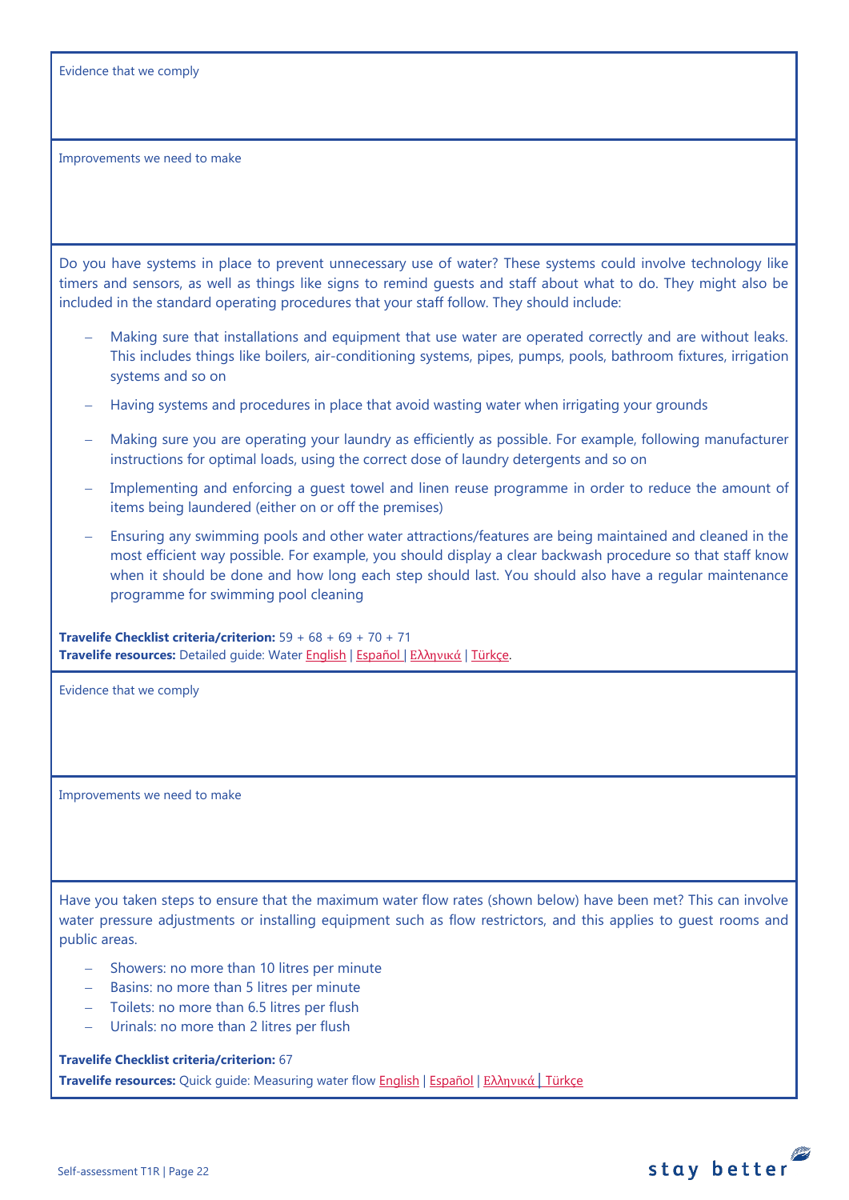Evidence that we comply

Improvements we need to make

Do you have systems in place to prevent unnecessary use of water? These systems could involve technology like timers and sensors, as well as things like signs to remind guests and staff about what to do. They might also be included in the standard operating procedures that your staff follow. They should include:

- Making sure that installations and equipment that use water are operated correctly and are without leaks. This includes things like boilers, air-conditioning systems, pipes, pumps, pools, bathroom fixtures, irrigation systems and so on
- Having systems and procedures in place that avoid wasting water when irrigating your grounds
- Making sure you are operating your laundry as efficiently as possible. For example, following manufacturer instructions for optimal loads, using the correct dose of laundry detergents and so on
- Implementing and enforcing a guest towel and linen reuse programme in order to reduce the amount of items being laundered (either on or off the premises)
- Ensuring any swimming pools and other water attractions/features are being maintained and cleaned in the most efficient way possible. For example, you should display a clear backwash procedure so that staff know when it should be done and how long each step should last. You should also have a regular maintenance programme for swimming pool cleaning

**Travelife Checklist criteria/criterion:** 59 + 68 + 69 + 70 + 71
**Travelife resources:** Detailed guide: Water English | Español | Ελληνικά | Türkçe.

Evidence that we comply

Improvements we need to make

Have you taken steps to ensure that the maximum water flow rates (shown below) have been met? This can involve water pressure adjustments or installing equipment such as flow restrictors, and this applies to guest rooms and public areas.

- Showers: no more than 10 litres per minute
- Basins: no more than 5 litres per minute
- Toilets: no more than 6.5 litres per flush
- Urinals: no more than 2 litres per flush

**Travelife Checklist criteria/criterion:** 67
**Travelife resources:** Quick guide: Measuring water flow English | Español | Ελληνικά | Türkçe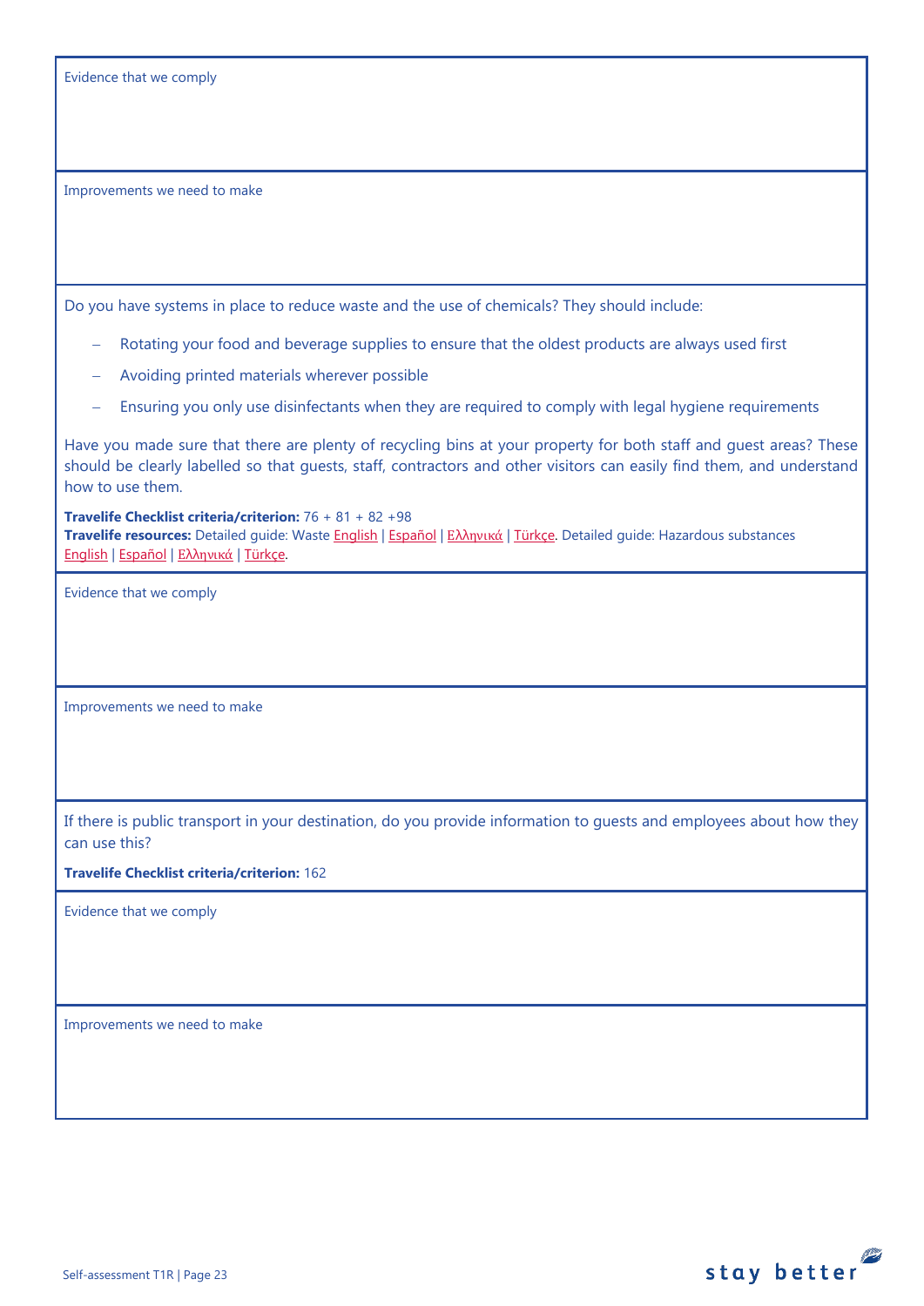Evidence that we comply

Improvements we need to make

Do you have systems in place to reduce waste and the use of chemicals? They should include:

- Rotating your food and beverage supplies to ensure that the oldest products are always used first
- Avoiding printed materials wherever possible
- Ensuring you only use disinfectants when they are required to comply with legal hygiene requirements

Have you made sure that there are plenty of recycling bins at your property for both staff and guest areas? These should be clearly labelled so that guests, staff, contractors and other visitors can easily find them, and understand how to use them.

**Travelife Checklist criteria/criterion:** 76 + 81 + 82 +98
**Travelife resources:** Detailed guide: Waste English | Español | Ελληνικά | Türkçe. Detailed guide: Hazardous substances English | Español | Ελληνικά | Türkçe.

Evidence that we comply

Improvements we need to make

If there is public transport in your destination, do you provide information to guests and employees about how they can use this?

**Travelife Checklist criteria/criterion:** 162

Evidence that we comply

Improvements we need to make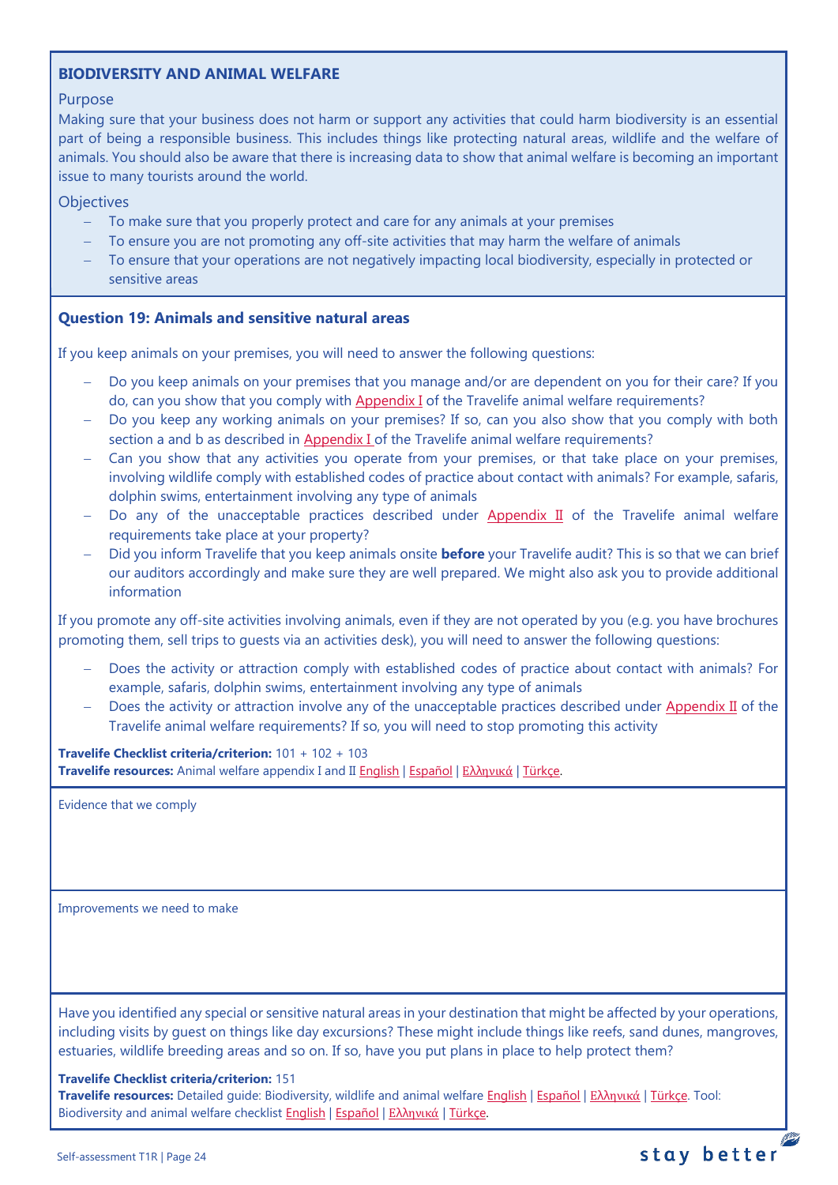## BIODIVERSITY AND ANIMAL WELFARE

Purpose

Making sure that your business does not harm or support any activities that could harm biodiversity is an essential part of being a responsible business. This includes things like protecting natural areas, wildlife and the welfare of animals. You should also be aware that there is increasing data to show that animal welfare is becoming an important issue to many tourists around the world.

Objectives

- To make sure that you properly protect and care for any animals at your premises
- To ensure you are not promoting any off-site activities that may harm the welfare of animals
- To ensure that your operations are not negatively impacting local biodiversity, especially in protected or sensitive areas

### Question 19: Animals and sensitive natural areas

If you keep animals on your premises, you will need to answer the following questions:

- Do you keep animals on your premises that you manage and/or are dependent on you for their care? If you do, can you show that you comply with Appendix I of the Travelife animal welfare requirements?
- Do you keep any working animals on your premises? If so, can you also show that you comply with both section a and b as described in Appendix I of the Travelife animal welfare requirements?
- Can you show that any activities you operate from your premises, or that take place on your premises, involving wildlife comply with established codes of practice about contact with animals? For example, safaris, dolphin swims, entertainment involving any type of animals
- Do any of the unacceptable practices described under Appendix II of the Travelife animal welfare requirements take place at your property?
- Did you inform Travelife that you keep animals onsite **before** your Travelife audit? This is so that we can brief our auditors accordingly and make sure they are well prepared. We might also ask you to provide additional information

If you promote any off-site activities involving animals, even if they are not operated by you (e.g. you have brochures promoting them, sell trips to guests via an activities desk), you will need to answer the following questions:

- Does the activity or attraction comply with established codes of practice about contact with animals? For example, safaris, dolphin swims, entertainment involving any type of animals
- Does the activity or attraction involve any of the unacceptable practices described under Appendix II of the Travelife animal welfare requirements? If so, you will need to stop promoting this activity

**Travelife Checklist criteria/criterion:** 101 + 102 + 103
**Travelife resources:** Animal welfare appendix I and II English | Español | Ελληνικά | Türkçe.

Evidence that we comply

Improvements we need to make

Have you identified any special or sensitive natural areas in your destination that might be affected by your operations, including visits by guest on things like day excursions? These might include things like reefs, sand dunes, mangroves, estuaries, wildlife breeding areas and so on. If so, have you put plans in place to help protect them?

**Travelife Checklist criteria/criterion:** 151
**Travelife resources:** Detailed guide: Biodiversity, wildlife and animal welfare English | Español | Ελληνικά | Türkçe. Tool: Biodiversity and animal welfare checklist English | Español | Ελληνικά | Türkçe.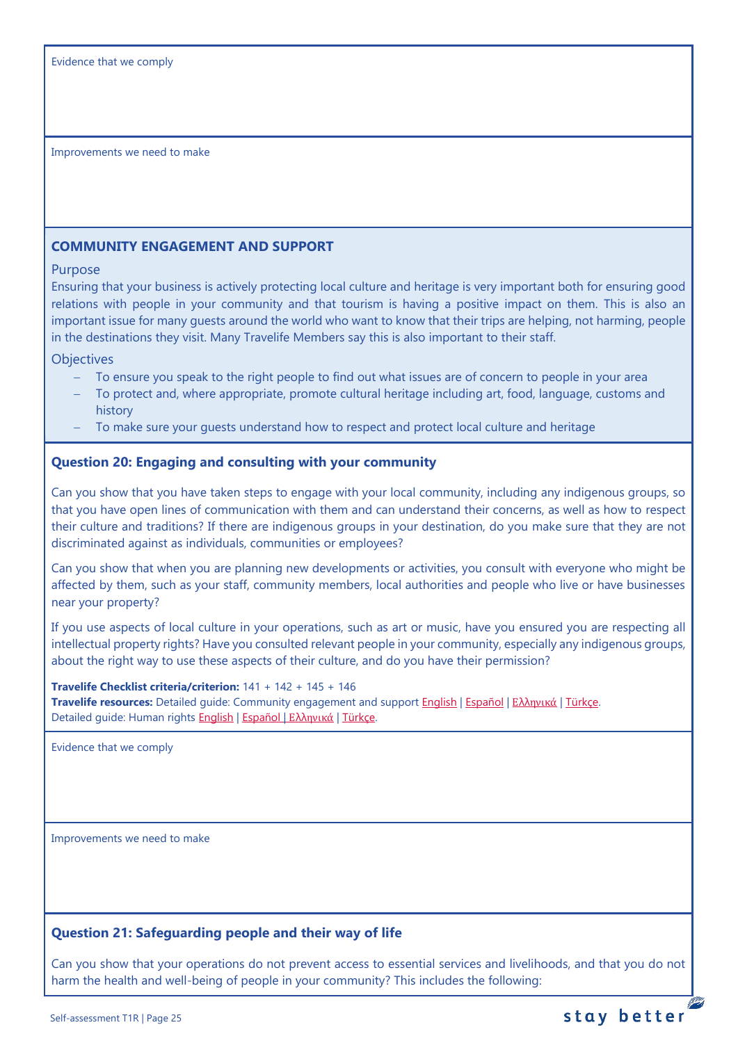Evidence that we comply

Improvements we need to make

## COMMUNITY ENGAGEMENT AND SUPPORT

Purpose

Ensuring that your business is actively protecting local culture and heritage is very important both for ensuring good relations with people in your community and that tourism is having a positive impact on them. This is also an important issue for many guests around the world who want to know that their trips are helping, not harming, people in the destinations they visit. Many Travelife Members say this is also important to their staff.

Objectives

- To ensure you speak to the right people to find out what issues are of concern to people in your area
- To protect and, where appropriate, promote cultural heritage including art, food, language, customs and history
- To make sure your guests understand how to respect and protect local culture and heritage

### Question 20: Engaging and consulting with your community

Can you show that you have taken steps to engage with your local community, including any indigenous groups, so that you have open lines of communication with them and can understand their concerns, as well as how to respect their culture and traditions? If there are indigenous groups in your destination, do you make sure that they are not discriminated against as individuals, communities or employees?

Can you show that when you are planning new developments or activities, you consult with everyone who might be affected by them, such as your staff, community members, local authorities and people who live or have businesses near your property?

If you use aspects of local culture in your operations, such as art or music, have you ensured you are respecting all intellectual property rights? Have you consulted relevant people in your community, especially any indigenous groups, about the right way to use these aspects of their culture, and do you have their permission?

**Travelife Checklist criteria/criterion:** 141 + 142 + 145 + 146
**Travelife resources:** Detailed guide: Community engagement and support English | Español | Ελληνικά | Türkçe.
Detailed guide: Human rights English | Español | Ελληνικά | Türkçe.

Evidence that we comply

Improvements we need to make

### Question 21: Safeguarding people and their way of life

Can you show that your operations do not prevent access to essential services and livelihoods, and that you do not harm the health and well-being of people in your community? This includes the following: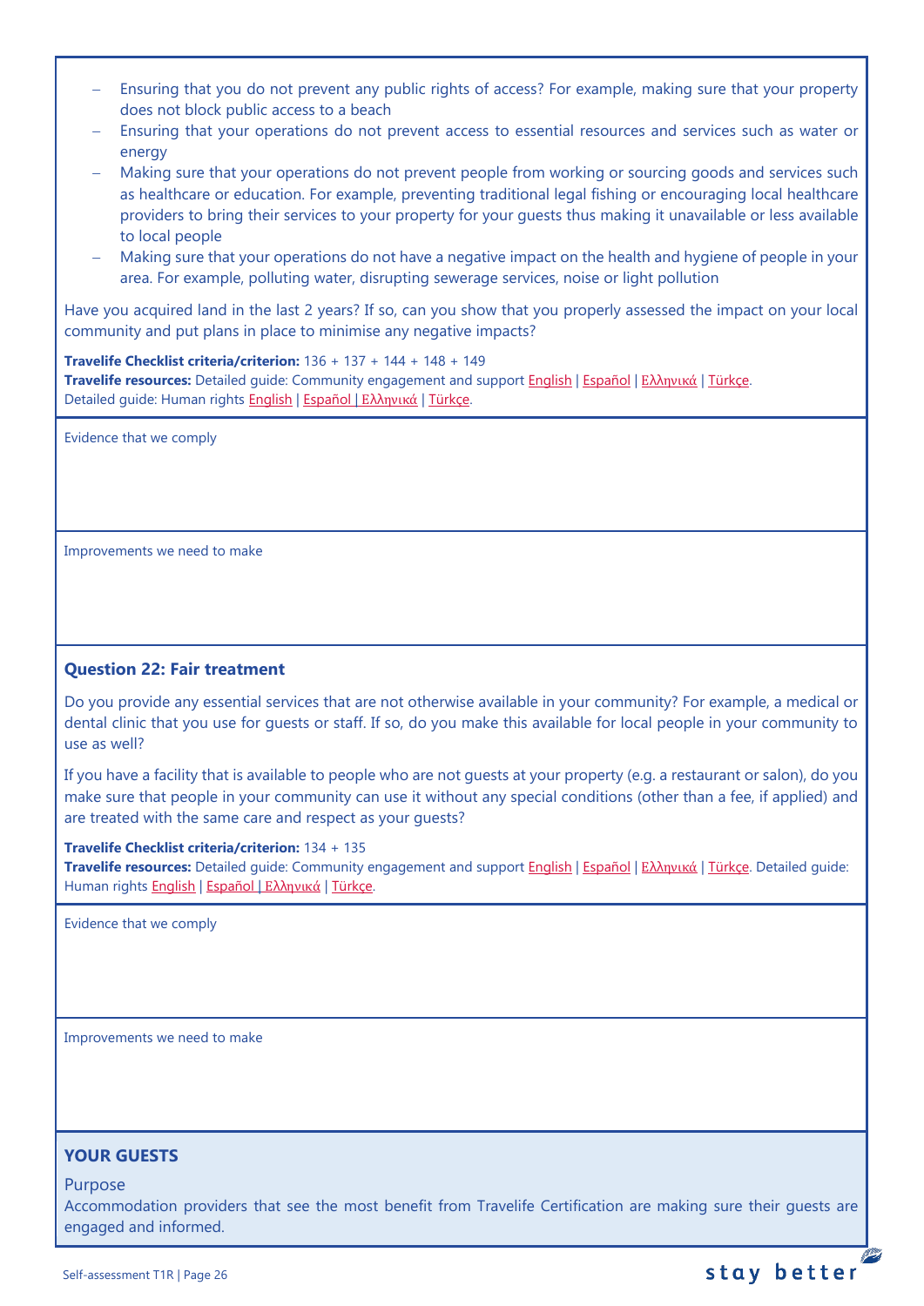- Ensuring that you do not prevent any public rights of access? For example, making sure that your property does not block public access to a beach
- Ensuring that your operations do not prevent access to essential resources and services such as water or energy
- Making sure that your operations do not prevent people from working or sourcing goods and services such as healthcare or education. For example, preventing traditional legal fishing or encouraging local healthcare providers to bring their services to your property for your guests thus making it unavailable or less available to local people
- Making sure that your operations do not have a negative impact on the health and hygiene of people in your area. For example, polluting water, disrupting sewerage services, noise or light pollution

Have you acquired land in the last 2 years? If so, can you show that you properly assessed the impact on your local community and put plans in place to minimise any negative impacts?

**Travelife Checklist criteria/criterion:** 136 + 137 + 144 + 148 + 149
**Travelife resources:** Detailed guide: Community engagement and support English | Español | Ελληνικά | Türkçe.
Detailed guide: Human rights English | Español | Ελληνικά | Türkçe.

Evidence that we comply

Improvements we need to make

### Question 22: Fair treatment

Do you provide any essential services that are not otherwise available in your community? For example, a medical or dental clinic that you use for guests or staff. If so, do you make this available for local people in your community to use as well?

If you have a facility that is available to people who are not guests at your property (e.g. a restaurant or salon), do you make sure that people in your community can use it without any special conditions (other than a fee, if applied) and are treated with the same care and respect as your guests?

**Travelife Checklist criteria/criterion:** 134 + 135
**Travelife resources:** Detailed guide: Community engagement and support English | Español | Ελληνικά | Türkçe. Detailed guide: Human rights English | Español | Ελληνικά | Türkçe.

Evidence that we comply

Improvements we need to make

## YOUR GUESTS

Purpose
Accommodation providers that see the most benefit from Travelife Certification are making sure their guests are engaged and informed.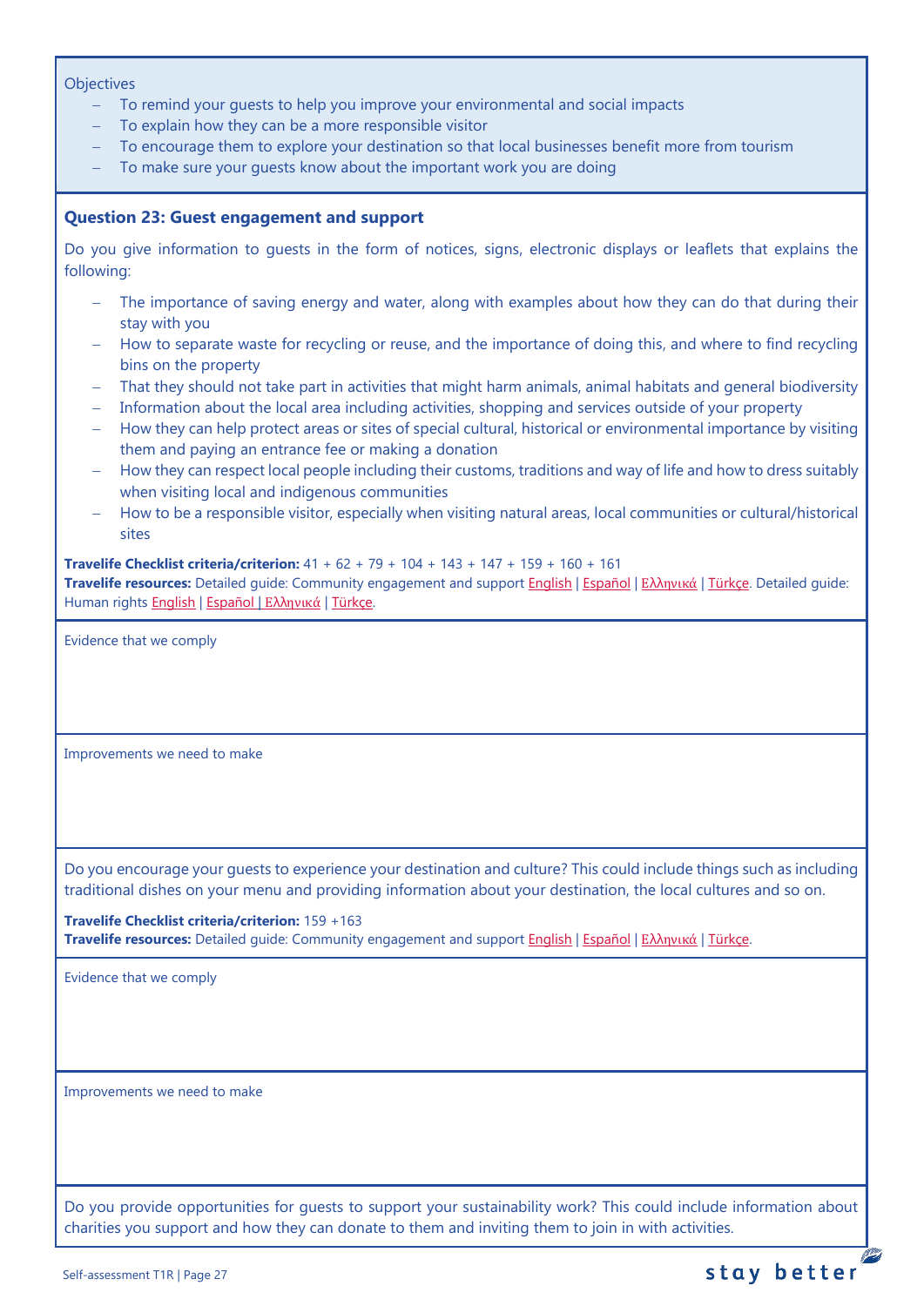Objectives

- To remind your guests to help you improve your environmental and social impacts
- To explain how they can be a more responsible visitor
- To encourage them to explore your destination so that local businesses benefit more from tourism
- To make sure your guests know about the important work you are doing

### Question 23: Guest engagement and support

Do you give information to guests in the form of notices, signs, electronic displays or leaflets that explains the following:

- The importance of saving energy and water, along with examples about how they can do that during their stay with you
- How to separate waste for recycling or reuse, and the importance of doing this, and where to find recycling bins on the property
- That they should not take part in activities that might harm animals, animal habitats and general biodiversity
- Information about the local area including activities, shopping and services outside of your property
- How they can help protect areas or sites of special cultural, historical or environmental importance by visiting them and paying an entrance fee or making a donation
- How they can respect local people including their customs, traditions and way of life and how to dress suitably when visiting local and indigenous communities
- How to be a responsible visitor, especially when visiting natural areas, local communities or cultural/historical sites

**Travelife Checklist criteria/criterion:** 41 + 62 + 79 + 104 + 143 + 147 + 159 + 160 + 161
**Travelife resources:** Detailed guide: Community engagement and support English | Español | Ελληνικά | Türkçe. Detailed guide: Human rights English | Español | Ελληνικά | Türkçe.

Evidence that we comply

Improvements we need to make

Do you encourage your guests to experience your destination and culture? This could include things such as including traditional dishes on your menu and providing information about your destination, the local cultures and so on.

**Travelife Checklist criteria/criterion:** 159 +163
**Travelife resources:** Detailed guide: Community engagement and support English | Español | Ελληνικά | Türkçe.

Evidence that we comply

Improvements we need to make

Do you provide opportunities for guests to support your sustainability work? This could include information about charities you support and how they can donate to them and inviting them to join in with activities.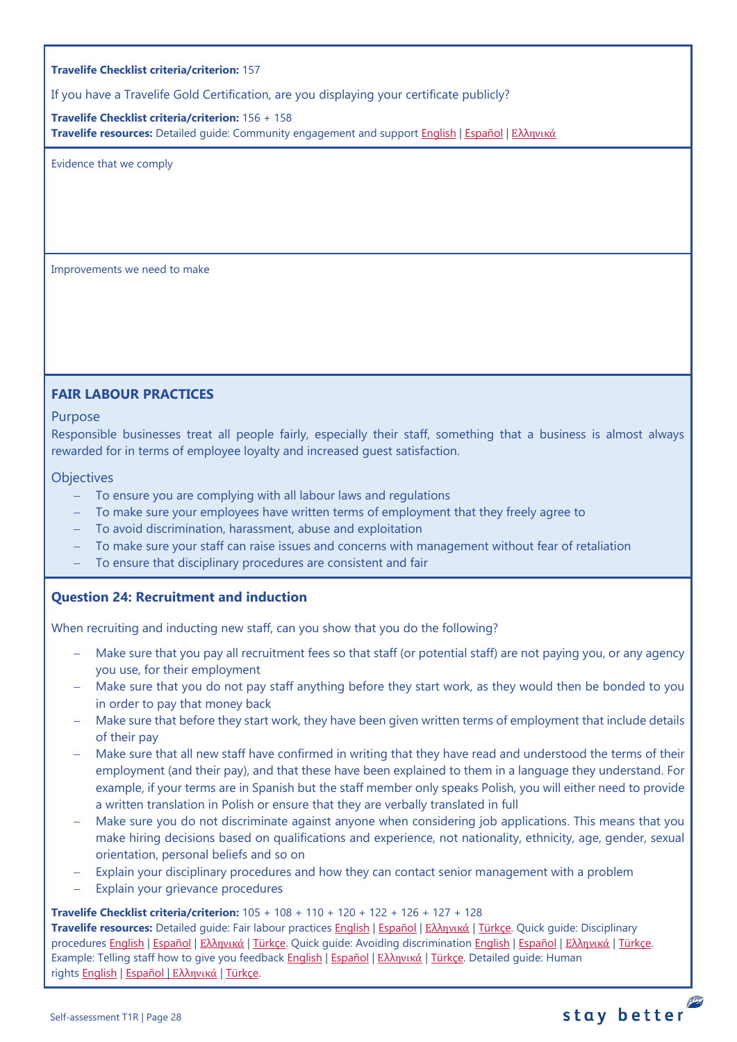**Travelife Checklist criteria/criterion:** 157

If you have a Travelife Gold Certification, are you displaying your certificate publicly?

**Travelife Checklist criteria/criterion:** 156 + 158
**Travelife resources:** Detailed guide: Community engagement and support English | Español | Ελληνικά

Evidence that we comply

Improvements we need to make

## FAIR LABOUR PRACTICES

### Purpose

Responsible businesses treat all people fairly, especially their staff, something that a business is almost always rewarded for in terms of employee loyalty and increased guest satisfaction.

### Objectives

- To ensure you are complying with all labour laws and regulations
- To make sure your employees have written terms of employment that they freely agree to
- To avoid discrimination, harassment, abuse and exploitation
- To make sure your staff can raise issues and concerns with management without fear of retaliation
- To ensure that disciplinary procedures are consistent and fair

### Question 24: Recruitment and induction

When recruiting and inducting new staff, can you show that you do the following?

- Make sure that you pay all recruitment fees so that staff (or potential staff) are not paying you, or any agency you use, for their employment
- Make sure that you do not pay staff anything before they start work, as they would then be bonded to you in order to pay that money back
- Make sure that before they start work, they have been given written terms of employment that include details of their pay
- Make sure that all new staff have confirmed in writing that they have read and understood the terms of their employment (and their pay), and that these have been explained to them in a language they understand. For example, if your terms are in Spanish but the staff member only speaks Polish, you will either need to provide a written translation in Polish or ensure that they are verbally translated in full
- Make sure you do not discriminate against anyone when considering job applications. This means that you make hiring decisions based on qualifications and experience, not nationality, ethnicity, age, gender, sexual orientation, personal beliefs and so on
- Explain your disciplinary procedures and how they can contact senior management with a problem
- Explain your grievance procedures

**Travelife Checklist criteria/criterion:** 105 + 108 + 110 + 120 + 122 + 126 + 127 + 128
**Travelife resources:** Detailed guide: Fair labour practices English | Español | Ελληνικά | Türkçe. Quick guide: Disciplinary procedures English | Español | Ελληνικά | Türkçe. Quick guide: Avoiding discrimination English | Español | Ελληνικά | Türkçe. Example: Telling staff how to give you feedback English | Español | Ελληνικά | Türkçe. Detailed guide: Human rights English | Español | Ελληνικά | Türkçe.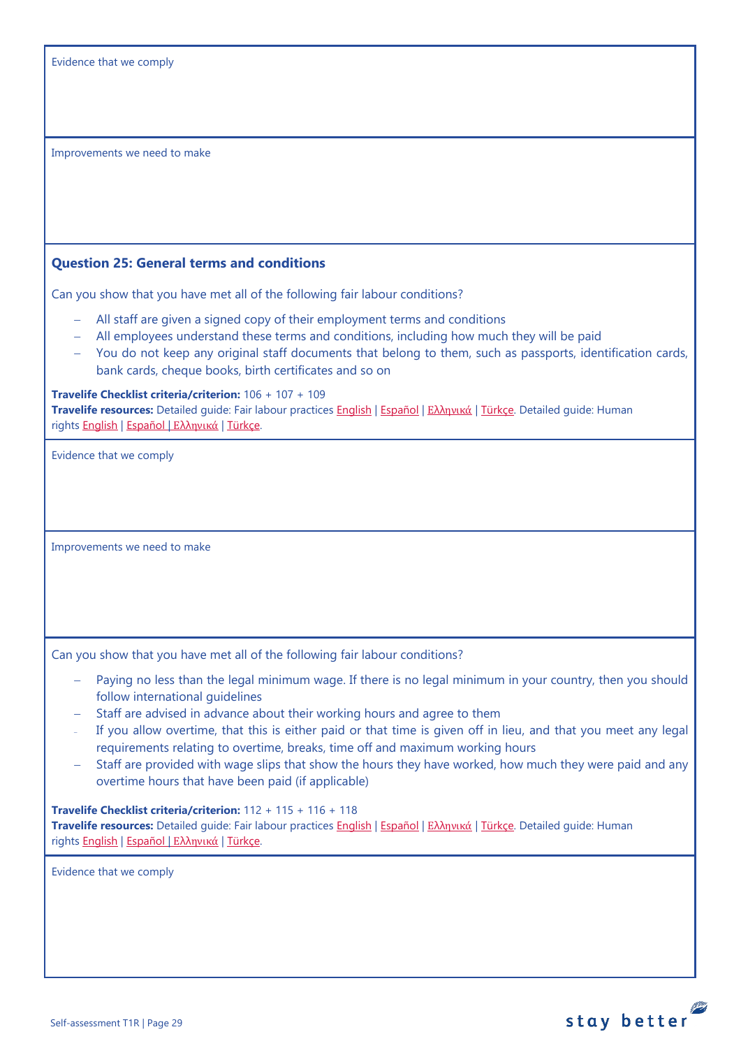Evidence that we comply

Improvements we need to make

### Question 25: General terms and conditions

Can you show that you have met all of the following fair labour conditions?

- All staff are given a signed copy of their employment terms and conditions
- All employees understand these terms and conditions, including how much they will be paid
- You do not keep any original staff documents that belong to them, such as passports, identification cards, bank cards, cheque books, birth certificates and so on

**Travelife Checklist criteria/criterion:** 106 + 107 + 109
**Travelife resources:** Detailed guide: Fair labour practices English | Español | Ελληνικά | Türkçe. Detailed guide: Human rights English | Español | Ελληνικά | Türkçe.

Evidence that we comply

Improvements we need to make

Can you show that you have met all of the following fair labour conditions?

- Paying no less than the legal minimum wage. If there is no legal minimum in your country, then you should follow international guidelines
- Staff are advised in advance about their working hours and agree to them
- If you allow overtime, that this is either paid or that time is given off in lieu, and that you meet any legal requirements relating to overtime, breaks, time off and maximum working hours
- Staff are provided with wage slips that show the hours they have worked, how much they were paid and any overtime hours that have been paid (if applicable)

**Travelife Checklist criteria/criterion:** 112 + 115 + 116 + 118
**Travelife resources:** Detailed guide: Fair labour practices English | Español | Ελληνικά | Türkçe. Detailed guide: Human rights English | Español | Ελληνικά | Türkçe.

Evidence that we comply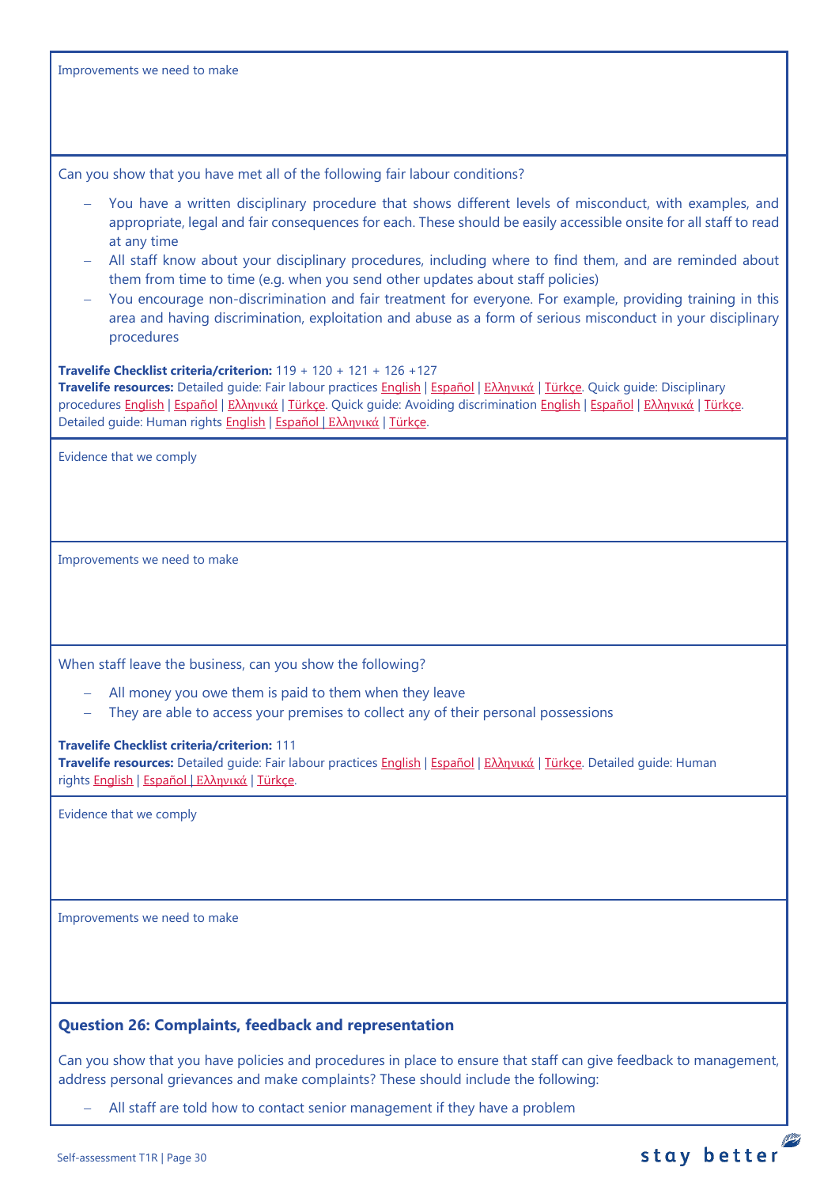Improvements we need to make

Can you show that you have met all of the following fair labour conditions?

- You have a written disciplinary procedure that shows different levels of misconduct, with examples, and appropriate, legal and fair consequences for each. These should be easily accessible onsite for all staff to read at any time
- All staff know about your disciplinary procedures, including where to find them, and are reminded about them from time to time (e.g. when you send other updates about staff policies)
- You encourage non-discrimination and fair treatment for everyone. For example, providing training in this area and having discrimination, exploitation and abuse as a form of serious misconduct in your disciplinary procedures

**Travelife Checklist criteria/criterion:** 119 + 120 + 121 + 126 +127
**Travelife resources:** Detailed guide: Fair labour practices English | Español | Ελληνικά | Türkçe. Quick guide: Disciplinary procedures English | Español | Ελληνικά | Türkçe. Quick guide: Avoiding discrimination English | Español | Ελληνικά | Türkçe. Detailed guide: Human rights English | Español | Ελληνικά | Türkçe.

Evidence that we comply

Improvements we need to make

When staff leave the business, can you show the following?

- All money you owe them is paid to them when they leave
- They are able to access your premises to collect any of their personal possessions

**Travelife Checklist criteria/criterion:** 111
**Travelife resources:** Detailed guide: Fair labour practices English | Español | Ελληνικά | Türkçe. Detailed guide: Human rights English | Español | Ελληνικά | Türkçe.

Evidence that we comply

Improvements we need to make

### Question 26: Complaints, feedback and representation

Can you show that you have policies and procedures in place to ensure that staff can give feedback to management, address personal grievances and make complaints? These should include the following:

- All staff are told how to contact senior management if they have a problem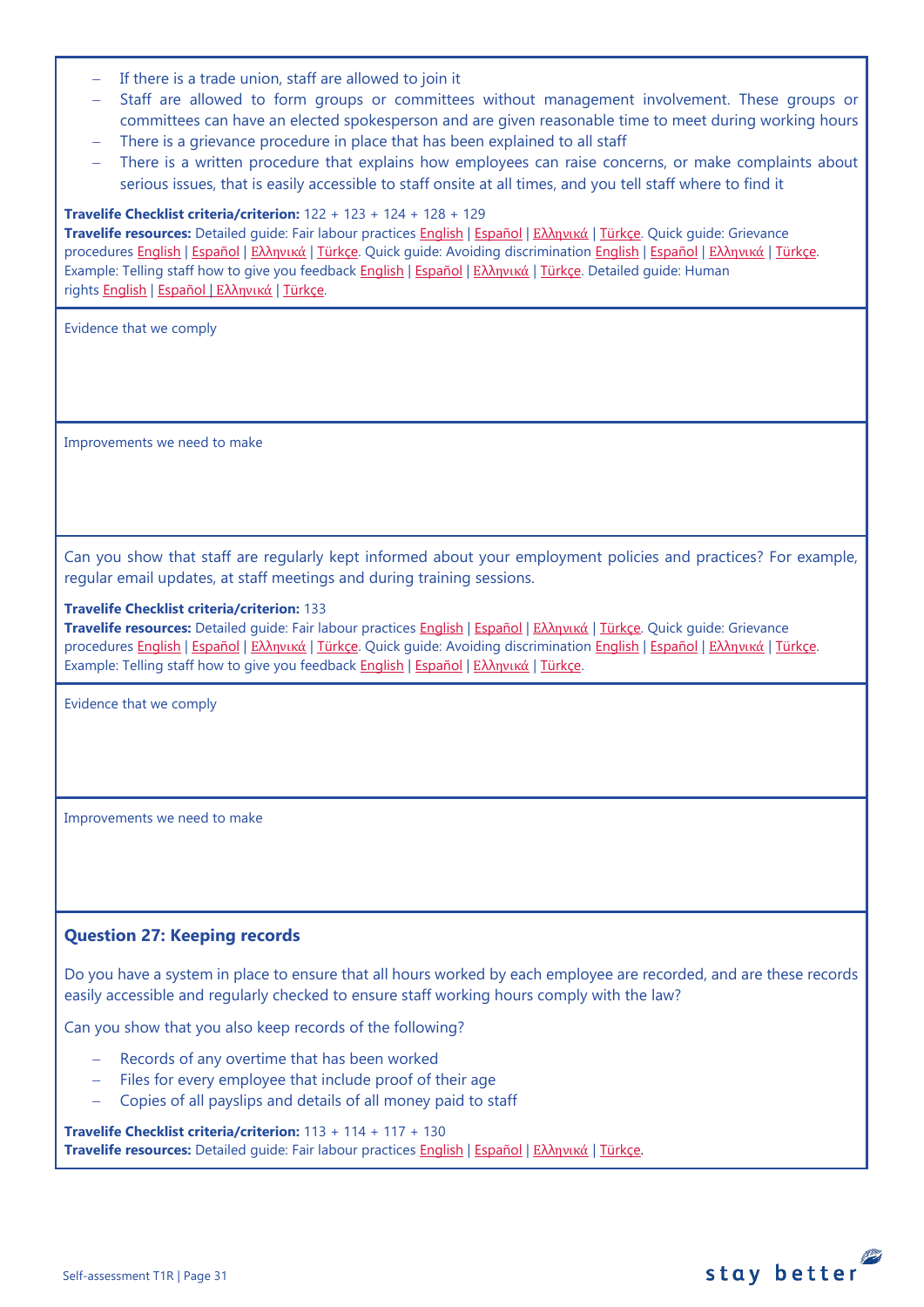- If there is a trade union, staff are allowed to join it
- Staff are allowed to form groups or committees without management involvement. These groups or committees can have an elected spokesperson and are given reasonable time to meet during working hours
- There is a grievance procedure in place that has been explained to all staff
- There is a written procedure that explains how employees can raise concerns, or make complaints about serious issues, that is easily accessible to staff onsite at all times, and you tell staff where to find it

**Travelife Checklist criteria/criterion:** 122 + 123 + 124 + 128 + 129
**Travelife resources:** Detailed guide: Fair labour practices English | Español | Ελληνικά | Türkçe. Quick guide: Grievance procedures English | Español | Ελληνικά | Türkçe. Quick guide: Avoiding discrimination English | Español | Ελληνικά | Türkçe. Example: Telling staff how to give you feedback English | Español | Ελληνικά | Türkçe. Detailed guide: Human rights English | Español | Ελληνικά | Türkçe.

Evidence that we comply

Improvements we need to make

Can you show that staff are regularly kept informed about your employment policies and practices? For example, regular email updates, at staff meetings and during training sessions.

**Travelife Checklist criteria/criterion:** 133
**Travelife resources:** Detailed guide: Fair labour practices English | Español | Ελληνικά | Türkçe. Quick guide: Grievance procedures English | Español | Ελληνικά | Türkçe. Quick guide: Avoiding discrimination English | Español | Ελληνικά | Türkçe. Example: Telling staff how to give you feedback English | Español | Ελληνικά | Türkçe.

Evidence that we comply

Improvements we need to make

### Question 27: Keeping records

Do you have a system in place to ensure that all hours worked by each employee are recorded, and are these records easily accessible and regularly checked to ensure staff working hours comply with the law?

Can you show that you also keep records of the following?

- Records of any overtime that has been worked
- Files for every employee that include proof of their age
- Copies of all payslips and details of all money paid to staff

**Travelife Checklist criteria/criterion:** 113 + 114 + 117 + 130
**Travelife resources:** Detailed guide: Fair labour practices English | Español | Ελληνικά | Türkçe.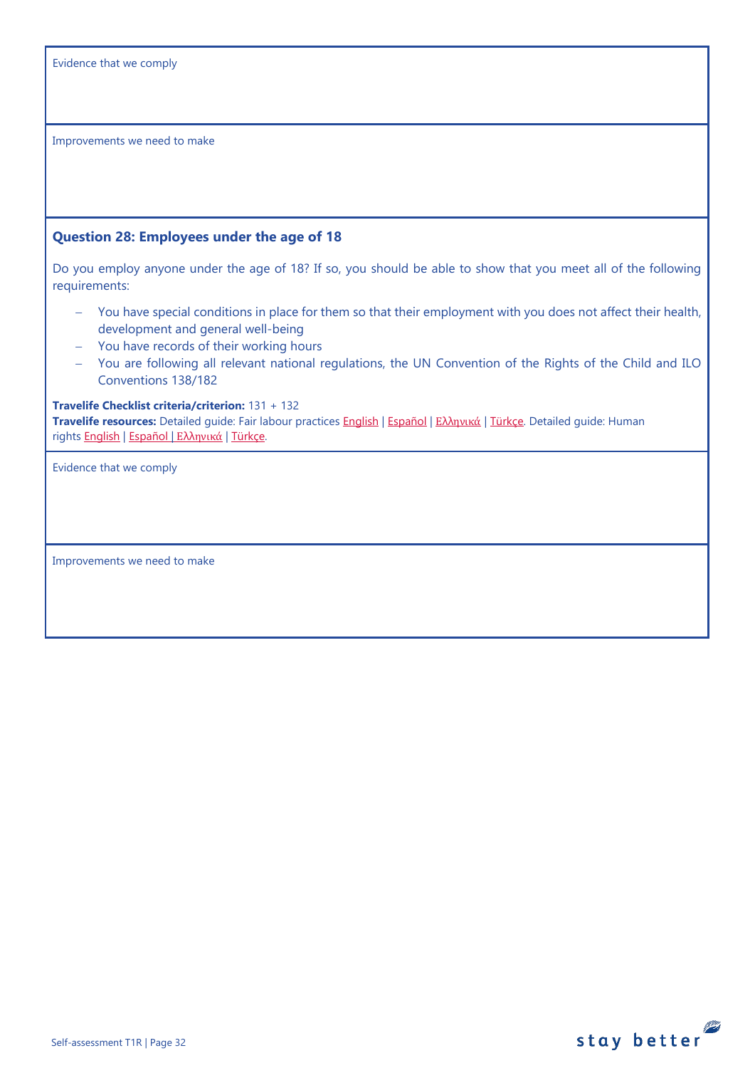Evidence that we comply

Improvements we need to make

### Question 28: Employees under the age of 18

Do you employ anyone under the age of 18? If so, you should be able to show that you meet all of the following requirements:

- You have special conditions in place for them so that their employment with you does not affect their health, development and general well-being
- You have records of their working hours
- You are following all relevant national regulations, the UN Convention of the Rights of the Child and ILO Conventions 138/182

**Travelife Checklist criteria/criterion:** 131 + 132
**Travelife resources:** Detailed guide: Fair labour practices English | Español | Ελληνικά | Türkçe. Detailed guide: Human rights English | Español | Ελληνικά | Türkçe.

Evidence that we comply

Improvements we need to make